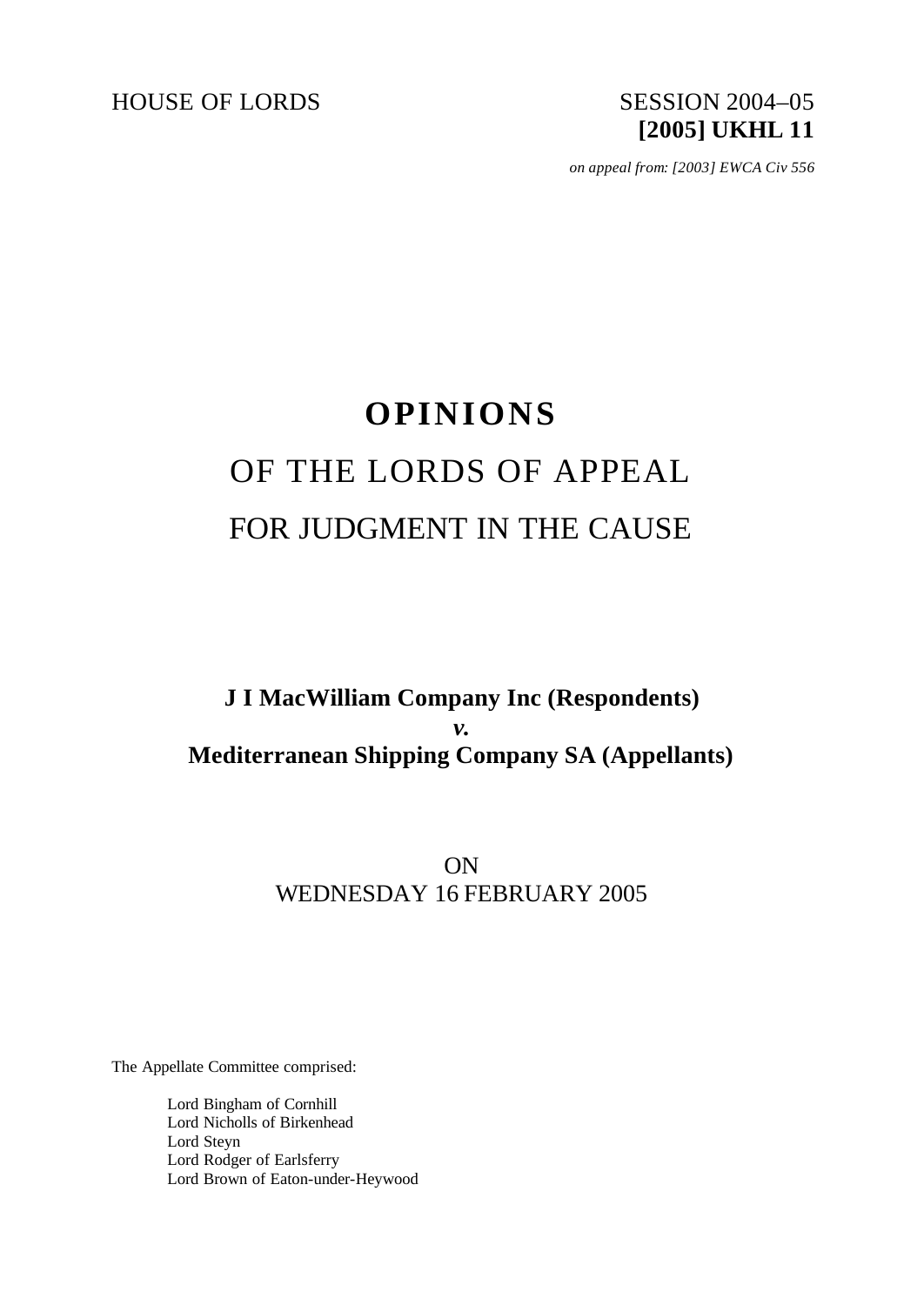HOUSE OF LORDS SESSION 2004–05

**[2005] UKHL 11**

*on appeal from: [2003] EWCA Civ 556*

# OPINIONS

# OF THE LORDS OF APPEAL

# FOR JUDGMENT IN THE CAUSE

**J I MacWilliam Company Inc (Respondents)**

***v.***

**Mediterranean Shipping Company SA (Appellants)**

ON

WEDNESDAY 16 FEBRUARY 2005

The Appellate Committee comprised:

Lord Bingham of Cornhill
Lord Nicholls of Birkenhead
Lord Steyn
Lord Rodger of Earlsferry
Lord Brown of Eaton-under-Heywood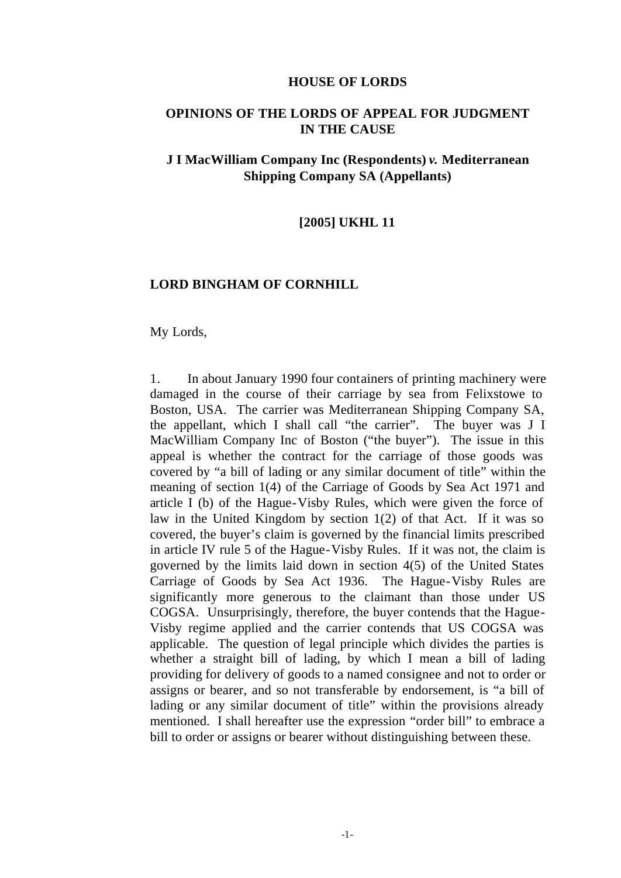**HOUSE OF LORDS**

**OPINIONS OF THE LORDS OF APPEAL FOR JUDGMENT IN THE CAUSE**

**J I MacWilliam Company Inc (Respondents) *v.* Mediterranean Shipping Company SA (Appellants)**

**[2005] UKHL 11**

**LORD BINGHAM OF CORNHILL**

My Lords,

1. In about January 1990 four containers of printing machinery were damaged in the course of their carriage by sea from Felixstowe to Boston, USA. The carrier was Mediterranean Shipping Company SA, the appellant, which I shall call "the carrier". The buyer was J I MacWilliam Company Inc of Boston ("the buyer"). The issue in this appeal is whether the contract for the carriage of those goods was covered by "a bill of lading or any similar document of title" within the meaning of section 1(4) of the Carriage of Goods by Sea Act 1971 and article I (b) of the Hague-Visby Rules, which were given the force of law in the United Kingdom by section 1(2) of that Act. If it was so covered, the buyer's claim is governed by the financial limits prescribed in article IV rule 5 of the Hague-Visby Rules. If it was not, the claim is governed by the limits laid down in section 4(5) of the United States Carriage of Goods by Sea Act 1936. The Hague-Visby Rules are significantly more generous to the claimant than those under US COGSA. Unsurprisingly, therefore, the buyer contends that the Hague-Visby regime applied and the carrier contends that US COGSA was applicable. The question of legal principle which divides the parties is whether a straight bill of lading, by which I mean a bill of lading providing for delivery of goods to a named consignee and not to order or assigns or bearer, and so not transferable by endorsement, is "a bill of lading or any similar document of title" within the provisions already mentioned. I shall hereafter use the expression "order bill" to embrace a bill to order or assigns or bearer without distinguishing between these.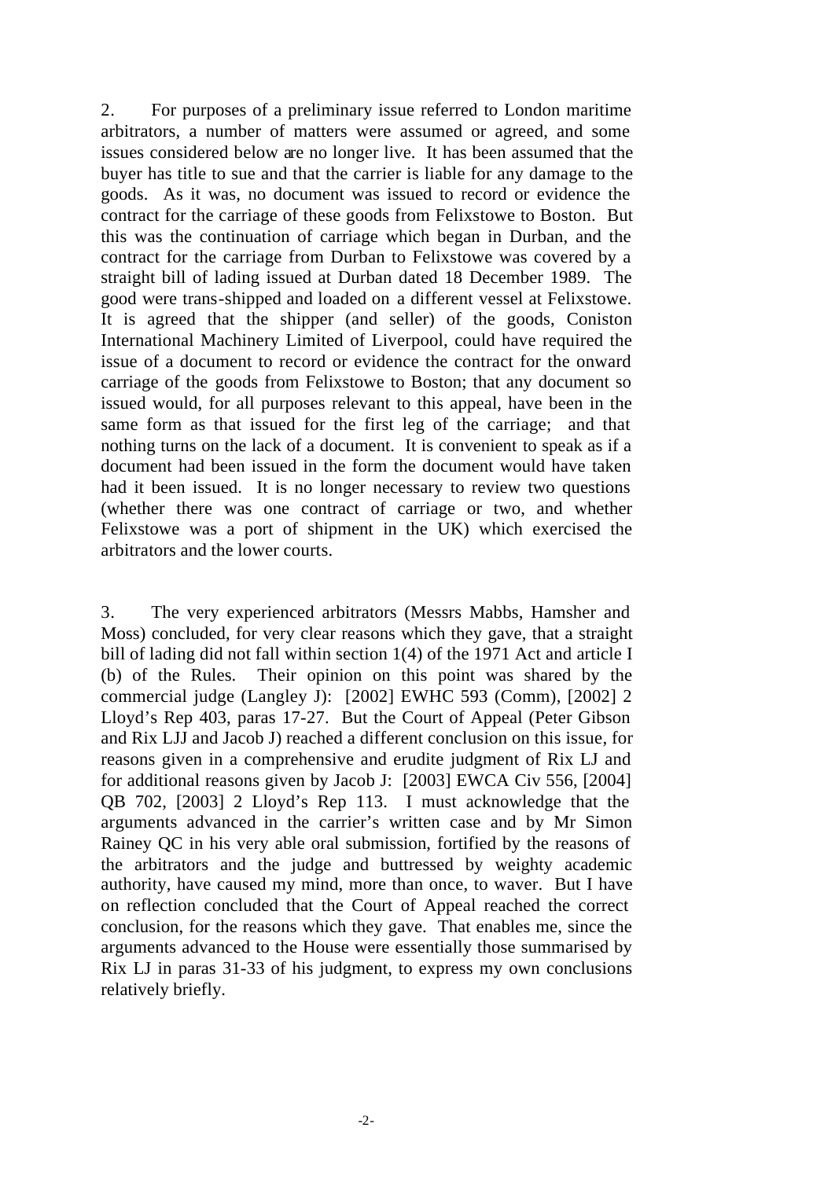2. For purposes of a preliminary issue referred to London maritime arbitrators, a number of matters were assumed or agreed, and some issues considered below are no longer live. It has been assumed that the buyer has title to sue and that the carrier is liable for any damage to the goods. As it was, no document was issued to record or evidence the contract for the carriage of these goods from Felixstowe to Boston. But this was the continuation of carriage which began in Durban, and the contract for the carriage from Durban to Felixstowe was covered by a straight bill of lading issued at Durban dated 18 December 1989. The good were trans-shipped and loaded on a different vessel at Felixstowe. It is agreed that the shipper (and seller) of the goods, Coniston International Machinery Limited of Liverpool, could have required the issue of a document to record or evidence the contract for the onward carriage of the goods from Felixstowe to Boston; that any document so issued would, for all purposes relevant to this appeal, have been in the same form as that issued for the first leg of the carriage; and that nothing turns on the lack of a document. It is convenient to speak as if a document had been issued in the form the document would have taken had it been issued. It is no longer necessary to review two questions (whether there was one contract of carriage or two, and whether Felixstowe was a port of shipment in the UK) which exercised the arbitrators and the lower courts.

3. The very experienced arbitrators (Messrs Mabbs, Hamsher and Moss) concluded, for very clear reasons which they gave, that a straight bill of lading did not fall within section 1(4) of the 1971 Act and article I (b) of the Rules. Their opinion on this point was shared by the commercial judge (Langley J): [2002] EWHC 593 (Comm), [2002] 2 Lloyd's Rep 403, paras 17-27. But the Court of Appeal (Peter Gibson and Rix LJJ and Jacob J) reached a different conclusion on this issue, for reasons given in a comprehensive and erudite judgment of Rix LJ and for additional reasons given by Jacob J: [2003] EWCA Civ 556, [2004] QB 702, [2003] 2 Lloyd's Rep 113. I must acknowledge that the arguments advanced in the carrier's written case and by Mr Simon Rainey QC in his very able oral submission, fortified by the reasons of the arbitrators and the judge and buttressed by weighty academic authority, have caused my mind, more than once, to waver. But I have on reflection concluded that the Court of Appeal reached the correct conclusion, for the reasons which they gave. That enables me, since the arguments advanced to the House were essentially those summarised by Rix LJ in paras 31-33 of his judgment, to express my own conclusions relatively briefly.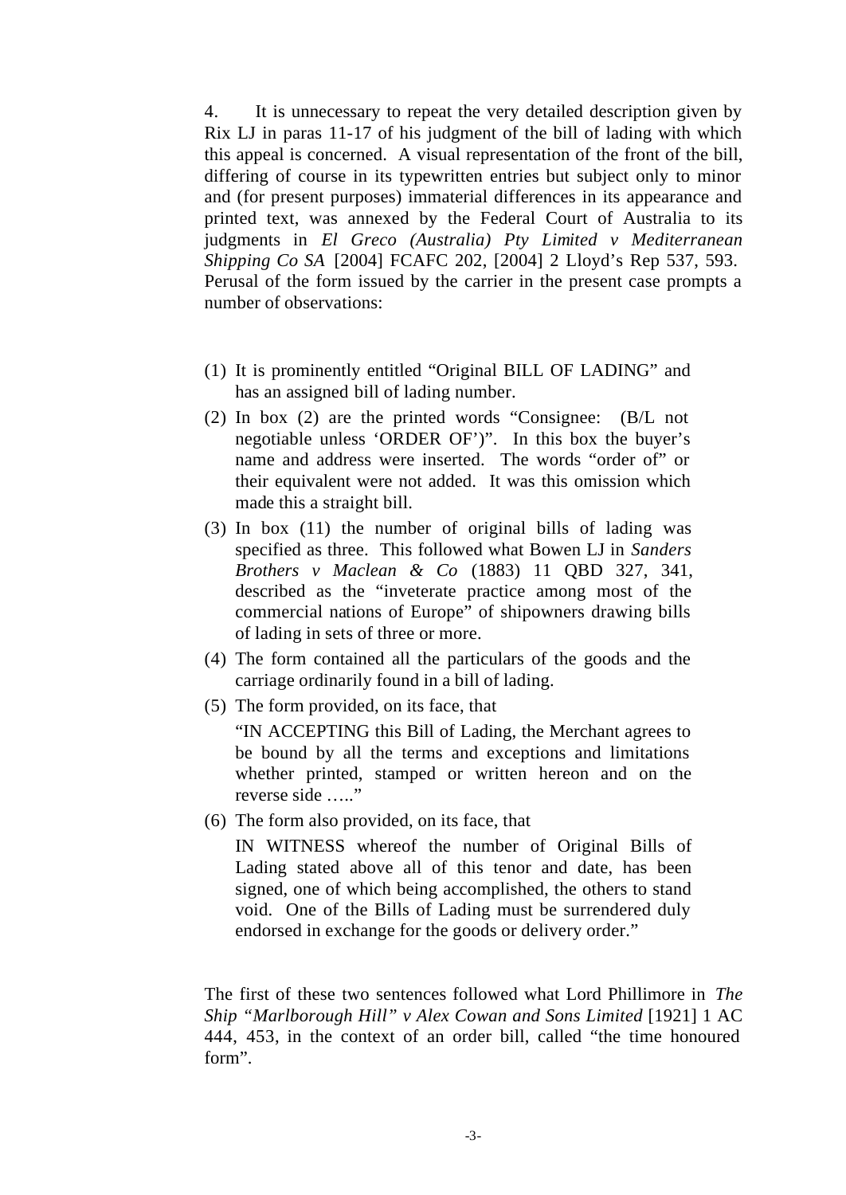4. It is unnecessary to repeat the very detailed description given by Rix LJ in paras 11-17 of his judgment of the bill of lading with which this appeal is concerned. A visual representation of the front of the bill, differing of course in its typewritten entries but subject only to minor and (for present purposes) immaterial differences in its appearance and printed text, was annexed by the Federal Court of Australia to its judgments in *El Greco (Australia) Pty Limited v Mediterranean Shipping Co SA* [2004] FCAFC 202, [2004] 2 Lloyd's Rep 537, 593. Perusal of the form issued by the carrier in the present case prompts a number of observations:

(1) It is prominently entitled "Original BILL OF LADING" and has an assigned bill of lading number.

(2) In box (2) are the printed words "Consignee: (B/L not negotiable unless 'ORDER OF')". In this box the buyer's name and address were inserted. The words "order of" or their equivalent were not added. It was this omission which made this a straight bill.

(3) In box (11) the number of original bills of lading was specified as three. This followed what Bowen LJ in *Sanders Brothers v Maclean & Co* (1883) 11 QBD 327, 341, described as the "inveterate practice among most of the commercial nations of Europe" of shipowners drawing bills of lading in sets of three or more.

(4) The form contained all the particulars of the goods and the carriage ordinarily found in a bill of lading.

(5) The form provided, on its face, that

 "IN ACCEPTING this Bill of Lading, the Merchant agrees to be bound by all the terms and exceptions and limitations whether printed, stamped or written hereon and on the reverse side ….."

(6) The form also provided, on its face, that

 IN WITNESS whereof the number of Original Bills of Lading stated above all of this tenor and date, has been signed, one of which being accomplished, the others to stand void. One of the Bills of Lading must be surrendered duly endorsed in exchange for the goods or delivery order."

The first of these two sentences followed what Lord Phillimore in *The Ship "Marlborough Hill" v Alex Cowan and Sons Limited* [1921] 1 AC 444, 453, in the context of an order bill, called "the time honoured form".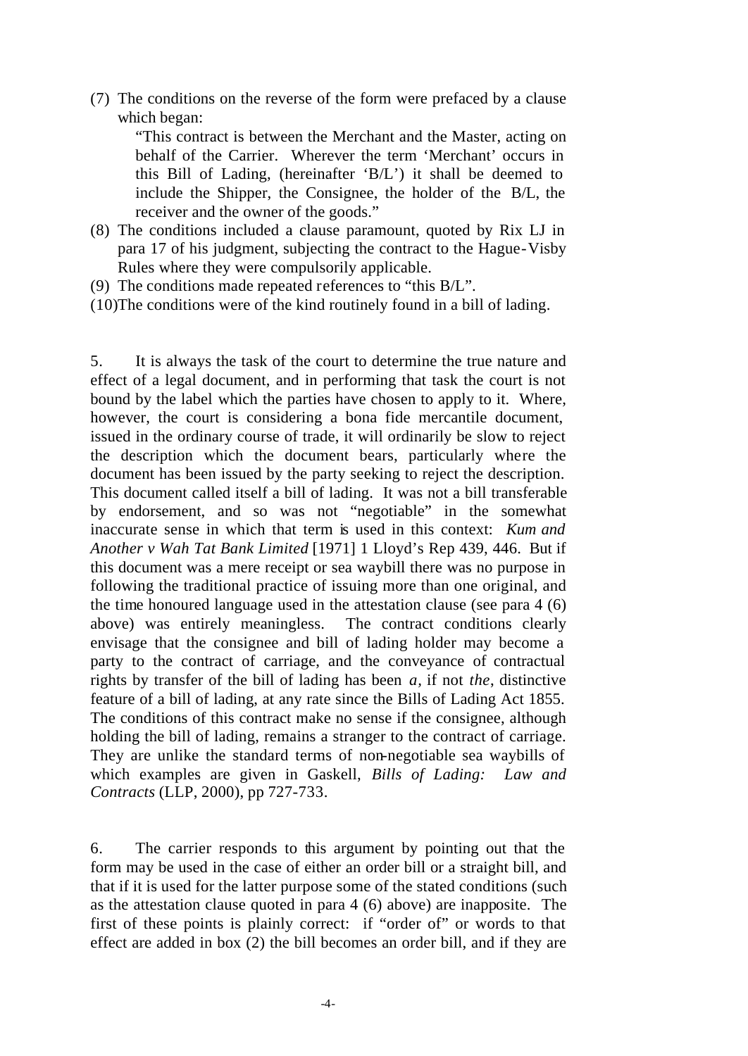(7) The conditions on the reverse of the form were prefaced by a clause which began:

> "This contract is between the Merchant and the Master, acting on behalf of the Carrier. Wherever the term 'Merchant' occurs in this Bill of Lading, (hereinafter 'B/L') it shall be deemed to include the Shipper, the Consignee, the holder of the B/L, the receiver and the owner of the goods."

(8) The conditions included a clause paramount, quoted by Rix LJ in para 17 of his judgment, subjecting the contract to the Hague-Visby Rules where they were compulsorily applicable.

(9) The conditions made repeated references to "this B/L".

(10) The conditions were of the kind routinely found in a bill of lading.

5. It is always the task of the court to determine the true nature and effect of a legal document, and in performing that task the court is not bound by the label which the parties have chosen to apply to it. Where, however, the court is considering a bona fide mercantile document, issued in the ordinary course of trade, it will ordinarily be slow to reject the description which the document bears, particularly where the document has been issued by the party seeking to reject the description. This document called itself a bill of lading. It was not a bill transferable by endorsement, and so was not "negotiable" in the somewhat inaccurate sense in which that term is used in this context: *Kum and Another v Wah Tat Bank Limited* [1971] 1 Lloyd's Rep 439, 446. But if this document was a mere receipt or sea waybill there was no purpose in following the traditional practice of issuing more than one original, and the time honoured language used in the attestation clause (see para 4 (6) above) was entirely meaningless. The contract conditions clearly envisage that the consignee and bill of lading holder may become a party to the contract of carriage, and the conveyance of contractual rights by transfer of the bill of lading has been *a*, if not *the*, distinctive feature of a bill of lading, at any rate since the Bills of Lading Act 1855. The conditions of this contract make no sense if the consignee, although holding the bill of lading, remains a stranger to the contract of carriage. They are unlike the standard terms of non-negotiable sea waybills of which examples are given in Gaskell, *Bills of Lading: Law and Contracts* (LLP, 2000), pp 727-733.

6. The carrier responds to this argument by pointing out that the form may be used in the case of either an order bill or a straight bill, and that if it is used for the latter purpose some of the stated conditions (such as the attestation clause quoted in para 4 (6) above) are inapposite. The first of these points is plainly correct: if "order of" or words to that effect are added in box (2) the bill becomes an order bill, and if they are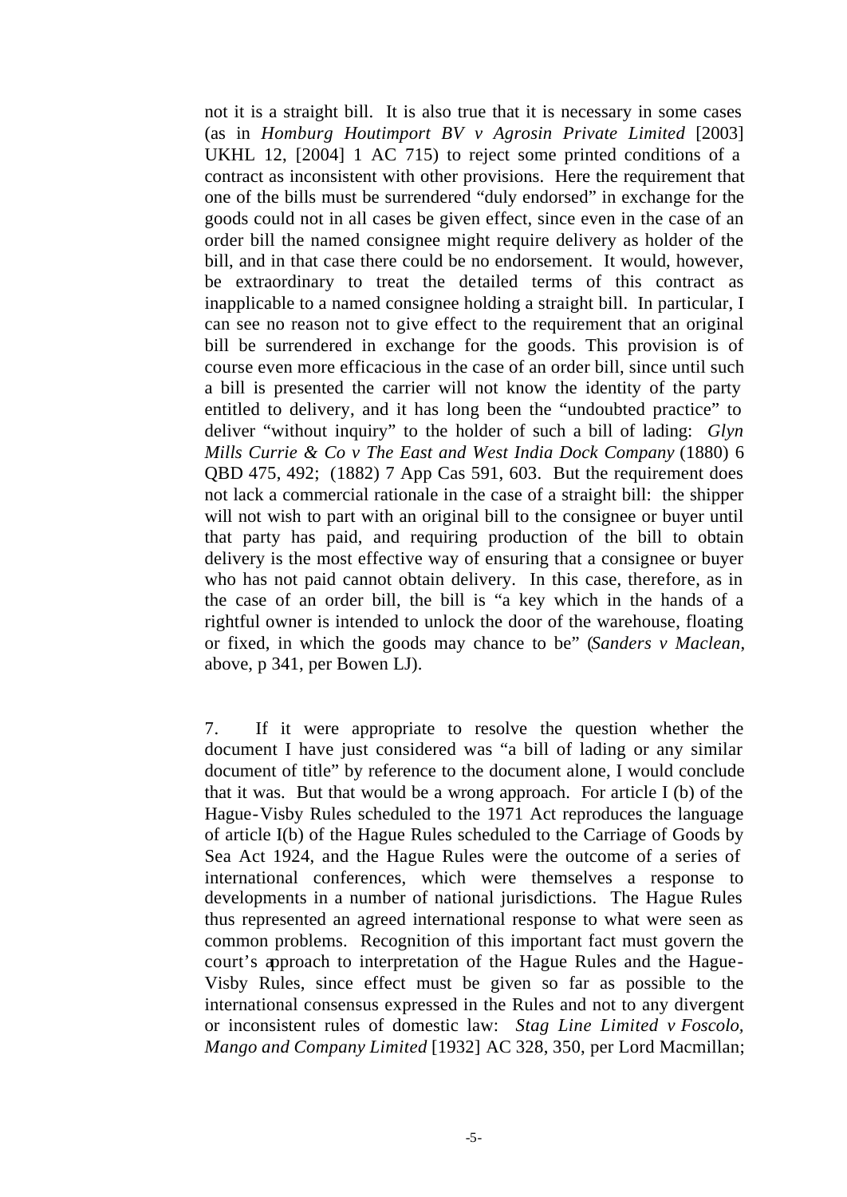not it is a straight bill. It is also true that it is necessary in some cases (as in *Homburg Houtimport BV v Agrosin Private Limited* [2003] UKHL 12, [2004] 1 AC 715) to reject some printed conditions of a contract as inconsistent with other provisions. Here the requirement that one of the bills must be surrendered "duly endorsed" in exchange for the goods could not in all cases be given effect, since even in the case of an order bill the named consignee might require delivery as holder of the bill, and in that case there could be no endorsement. It would, however, be extraordinary to treat the detailed terms of this contract as inapplicable to a named consignee holding a straight bill. In particular, I can see no reason not to give effect to the requirement that an original bill be surrendered in exchange for the goods. This provision is of course even more efficacious in the case of an order bill, since until such a bill is presented the carrier will not know the identity of the party entitled to delivery, and it has long been the "undoubted practice" to deliver "without inquiry" to the holder of such a bill of lading: *Glyn Mills Currie & Co v The East and West India Dock Company* (1880) 6 QBD 475, 492; (1882) 7 App Cas 591, 603. But the requirement does not lack a commercial rationale in the case of a straight bill: the shipper will not wish to part with an original bill to the consignee or buyer until that party has paid, and requiring production of the bill to obtain delivery is the most effective way of ensuring that a consignee or buyer who has not paid cannot obtain delivery. In this case, therefore, as in the case of an order bill, the bill is "a key which in the hands of a rightful owner is intended to unlock the door of the warehouse, floating or fixed, in which the goods may chance to be" (*Sanders v Maclean*, above, p 341, per Bowen LJ).

7. If it were appropriate to resolve the question whether the document I have just considered was "a bill of lading or any similar document of title" by reference to the document alone, I would conclude that it was. But that would be a wrong approach. For article I (b) of the Hague-Visby Rules scheduled to the 1971 Act reproduces the language of article I(b) of the Hague Rules scheduled to the Carriage of Goods by Sea Act 1924, and the Hague Rules were the outcome of a series of international conferences, which were themselves a response to developments in a number of national jurisdictions. The Hague Rules thus represented an agreed international response to what were seen as common problems. Recognition of this important fact must govern the court's approach to interpretation of the Hague Rules and the Hague-Visby Rules, since effect must be given so far as possible to the international consensus expressed in the Rules and not to any divergent or inconsistent rules of domestic law: *Stag Line Limited v Foscolo, Mango and Company Limited* [1932] AC 328, 350, per Lord Macmillan;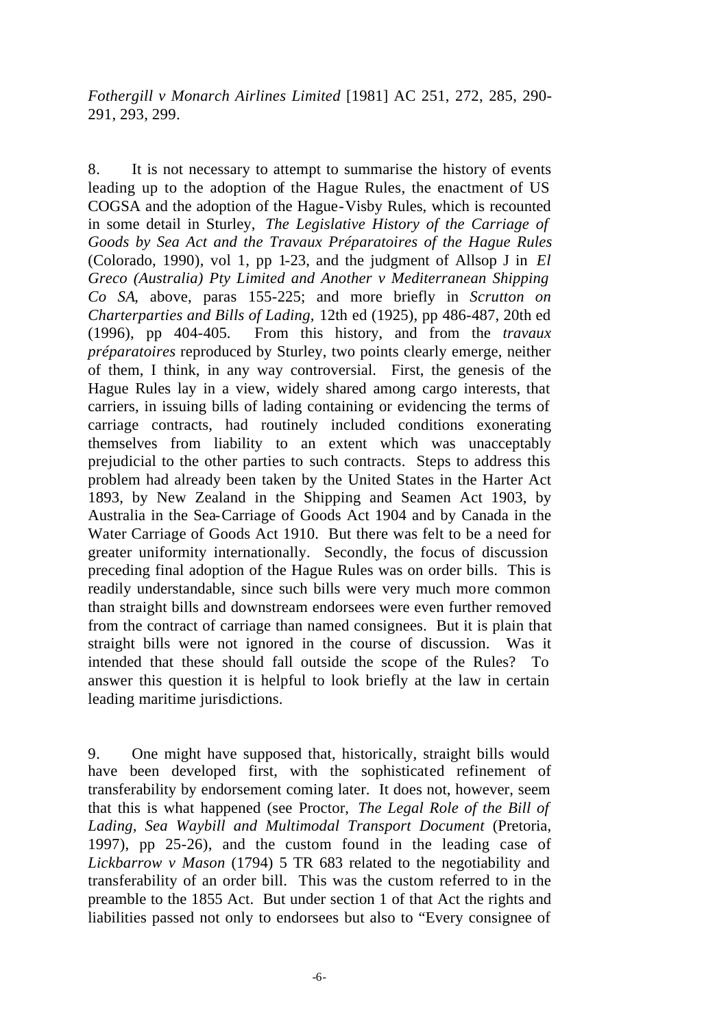*Fothergill v Monarch Airlines Limited* [1981] AC 251, 272, 285, 290-291, 293, 299.

8. It is not necessary to attempt to summarise the history of events leading up to the adoption of the Hague Rules, the enactment of US COGSA and the adoption of the Hague-Visby Rules, which is recounted in some detail in Sturley, *The Legislative History of the Carriage of Goods by Sea Act and the Travaux Préparatoires of the Hague Rules* (Colorado, 1990), vol 1, pp 1-23, and the judgment of Allsop J in *El Greco (Australia) Pty Limited and Another v Mediterranean Shipping Co SA*, above, paras 155-225; and more briefly in *Scrutton on Charterparties and Bills of Lading*, 12th ed (1925), pp 486-487, 20th ed (1996), pp 404-405. From this history, and from the *travaux préparatoires* reproduced by Sturley, two points clearly emerge, neither of them, I think, in any way controversial. First, the genesis of the Hague Rules lay in a view, widely shared among cargo interests, that carriers, in issuing bills of lading containing or evidencing the terms of carriage contracts, had routinely included conditions exonerating themselves from liability to an extent which was unacceptably prejudicial to the other parties to such contracts. Steps to address this problem had already been taken by the United States in the Harter Act 1893, by New Zealand in the Shipping and Seamen Act 1903, by Australia in the Sea-Carriage of Goods Act 1904 and by Canada in the Water Carriage of Goods Act 1910. But there was felt to be a need for greater uniformity internationally. Secondly, the focus of discussion preceding final adoption of the Hague Rules was on order bills. This is readily understandable, since such bills were very much more common than straight bills and downstream endorsees were even further removed from the contract of carriage than named consignees. But it is plain that straight bills were not ignored in the course of discussion. Was it intended that these should fall outside the scope of the Rules? To answer this question it is helpful to look briefly at the law in certain leading maritime jurisdictions.

9. One might have supposed that, historically, straight bills would have been developed first, with the sophisticated refinement of transferability by endorsement coming later. It does not, however, seem that this is what happened (see Proctor, *The Legal Role of the Bill of Lading, Sea Waybill and Multimodal Transport Document* (Pretoria, 1997), pp 25-26), and the custom found in the leading case of *Lickbarrow v Mason* (1794) 5 TR 683 related to the negotiability and transferability of an order bill. This was the custom referred to in the preamble to the 1855 Act. But under section 1 of that Act the rights and liabilities passed not only to endorsees but also to "Every consignee of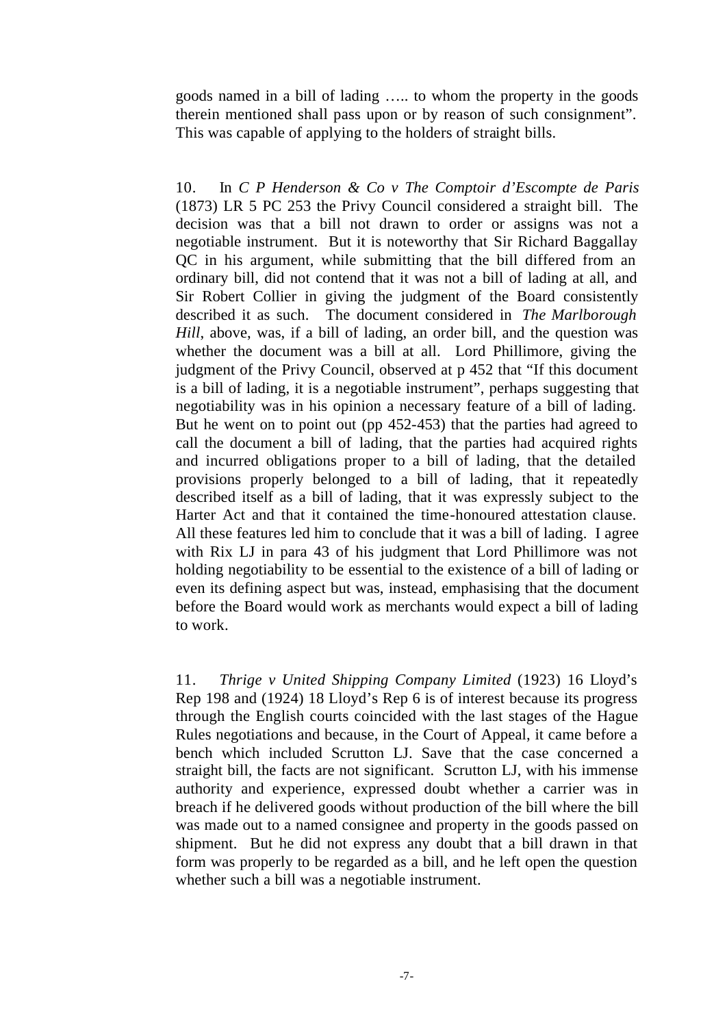goods named in a bill of lading ….. to whom the property in the goods therein mentioned shall pass upon or by reason of such consignment". This was capable of applying to the holders of straight bills.

10. In *C P Henderson & Co v The Comptoir d'Escompte de Paris* (1873) LR 5 PC 253 the Privy Council considered a straight bill. The decision was that a bill not drawn to order or assigns was not a negotiable instrument. But it is noteworthy that Sir Richard Baggallay QC in his argument, while submitting that the bill differed from an ordinary bill, did not contend that it was not a bill of lading at all, and Sir Robert Collier in giving the judgment of the Board consistently described it as such. The document considered in *The Marlborough Hill*, above, was, if a bill of lading, an order bill, and the question was whether the document was a bill at all. Lord Phillimore, giving the judgment of the Privy Council, observed at p 452 that "If this document is a bill of lading, it is a negotiable instrument", perhaps suggesting that negotiability was in his opinion a necessary feature of a bill of lading. But he went on to point out (pp 452-453) that the parties had agreed to call the document a bill of lading, that the parties had acquired rights and incurred obligations proper to a bill of lading, that the detailed provisions properly belonged to a bill of lading, that it repeatedly described itself as a bill of lading, that it was expressly subject to the Harter Act and that it contained the time-honoured attestation clause. All these features led him to conclude that it was a bill of lading. I agree with Rix LJ in para 43 of his judgment that Lord Phillimore was not holding negotiability to be essential to the existence of a bill of lading or even its defining aspect but was, instead, emphasising that the document before the Board would work as merchants would expect a bill of lading to work.

11. *Thrige v United Shipping Company Limited* (1923) 16 Lloyd's Rep 198 and (1924) 18 Lloyd's Rep 6 is of interest because its progress through the English courts coincided with the last stages of the Hague Rules negotiations and because, in the Court of Appeal, it came before a bench which included Scrutton LJ. Save that the case concerned a straight bill, the facts are not significant. Scrutton LJ, with his immense authority and experience, expressed doubt whether a carrier was in breach if he delivered goods without production of the bill where the bill was made out to a named consignee and property in the goods passed on shipment. But he did not express any doubt that a bill drawn in that form was properly to be regarded as a bill, and he left open the question whether such a bill was a negotiable instrument.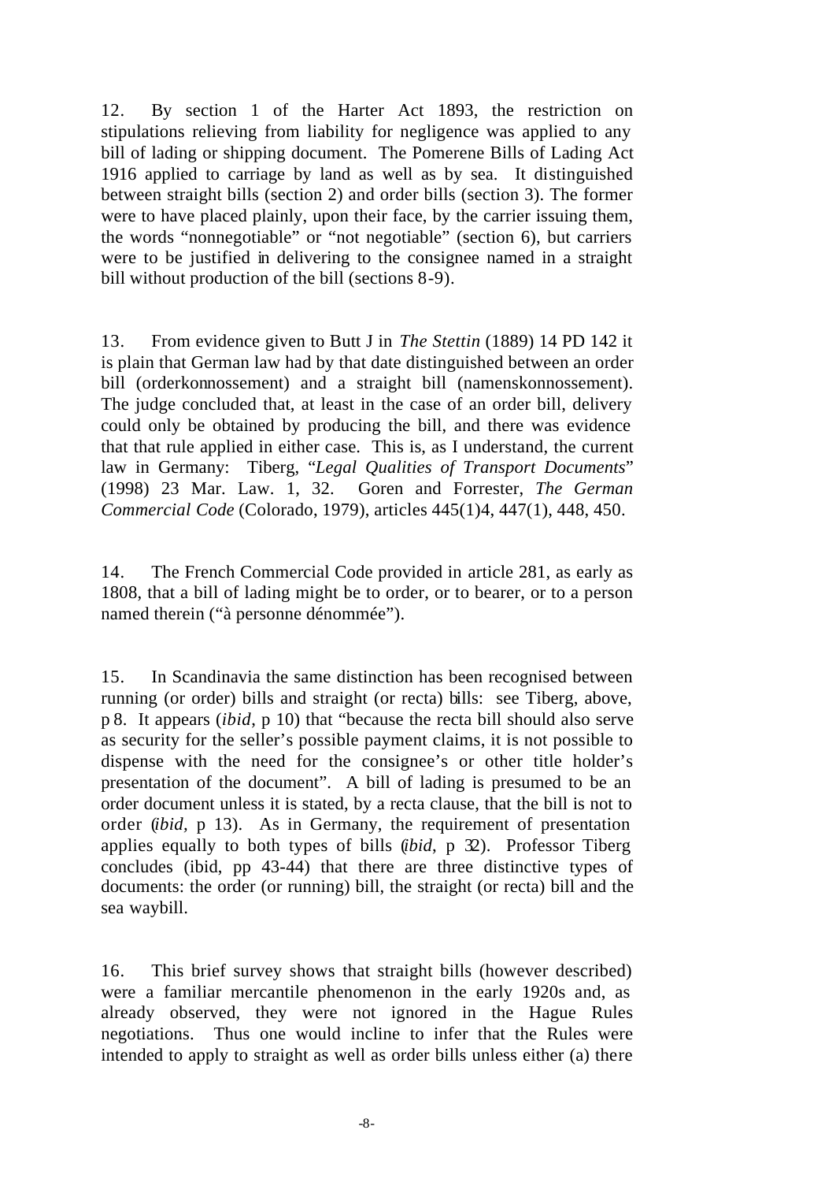12. By section 1 of the Harter Act 1893, the restriction on stipulations relieving from liability for negligence was applied to any bill of lading or shipping document. The Pomerene Bills of Lading Act 1916 applied to carriage by land as well as by sea. It distinguished between straight bills (section 2) and order bills (section 3). The former were to have placed plainly, upon their face, by the carrier issuing them, the words "nonnegotiable" or "not negotiable" (section 6), but carriers were to be justified in delivering to the consignee named in a straight bill without production of the bill (sections 8-9).

13. From evidence given to Butt J in *The Stettin* (1889) 14 PD 142 it is plain that German law had by that date distinguished between an order bill (orderkonnossement) and a straight bill (namenskonnossement). The judge concluded that, at least in the case of an order bill, delivery could only be obtained by producing the bill, and there was evidence that that rule applied in either case. This is, as I understand, the current law in Germany: Tiberg, "*Legal Qualities of Transport Documents*" (1998) 23 Mar. Law. 1, 32. Goren and Forrester, *The German Commercial Code* (Colorado, 1979), articles 445(1)4, 447(1), 448, 450.

14. The French Commercial Code provided in article 281, as early as 1808, that a bill of lading might be to order, or to bearer, or to a person named therein ("à personne dénommée").

15. In Scandinavia the same distinction has been recognised between running (or order) bills and straight (or recta) bills: see Tiberg, above, p 8. It appears (*ibid*, p 10) that "because the recta bill should also serve as security for the seller's possible payment claims, it is not possible to dispense with the need for the consignee's or other title holder's presentation of the document". A bill of lading is presumed to be an order document unless it is stated, by a recta clause, that the bill is not to order (*ibid*, p 13). As in Germany, the requirement of presentation applies equally to both types of bills (*ibid*, p 32). Professor Tiberg concludes (ibid, pp 43-44) that there are three distinctive types of documents: the order (or running) bill, the straight (or recta) bill and the sea waybill.

16. This brief survey shows that straight bills (however described) were a familiar mercantile phenomenon in the early 1920s and, as already observed, they were not ignored in the Hague Rules negotiations. Thus one would incline to infer that the Rules were intended to apply to straight as well as order bills unless either (a) there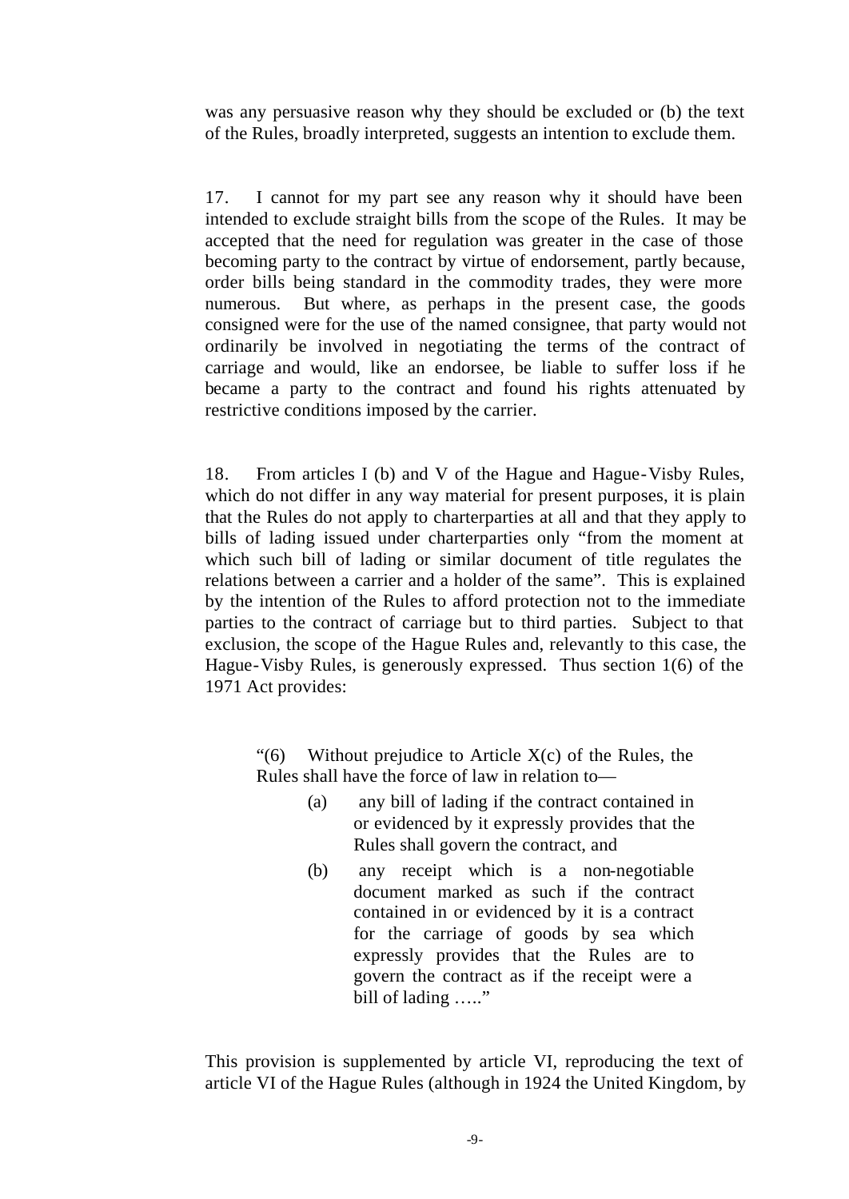was any persuasive reason why they should be excluded or (b) the text of the Rules, broadly interpreted, suggests an intention to exclude them.

17. I cannot for my part see any reason why it should have been intended to exclude straight bills from the scope of the Rules. It may be accepted that the need for regulation was greater in the case of those becoming party to the contract by virtue of endorsement, partly because, order bills being standard in the commodity trades, they were more numerous. But where, as perhaps in the present case, the goods consigned were for the use of the named consignee, that party would not ordinarily be involved in negotiating the terms of the contract of carriage and would, like an endorsee, be liable to suffer loss if he became a party to the contract and found his rights attenuated by restrictive conditions imposed by the carrier.

18. From articles I (b) and V of the Hague and Hague-Visby Rules, which do not differ in any way material for present purposes, it is plain that the Rules do not apply to charterparties at all and that they apply to bills of lading issued under charterparties only "from the moment at which such bill of lading or similar document of title regulates the relations between a carrier and a holder of the same". This is explained by the intention of the Rules to afford protection not to the immediate parties to the contract of carriage but to third parties. Subject to that exclusion, the scope of the Hague Rules and, relevantly to this case, the Hague-Visby Rules, is generously expressed. Thus section 1(6) of the 1971 Act provides:

> "(6) Without prejudice to Article X(c) of the Rules, the Rules shall have the force of law in relation to—
>
> (a) any bill of lading if the contract contained in or evidenced by it expressly provides that the Rules shall govern the contract, and
>
> (b) any receipt which is a non-negotiable document marked as such if the contract contained in or evidenced by it is a contract for the carriage of goods by sea which expressly provides that the Rules are to govern the contract as if the receipt were a bill of lading ….."

This provision is supplemented by article VI, reproducing the text of article VI of the Hague Rules (although in 1924 the United Kingdom, by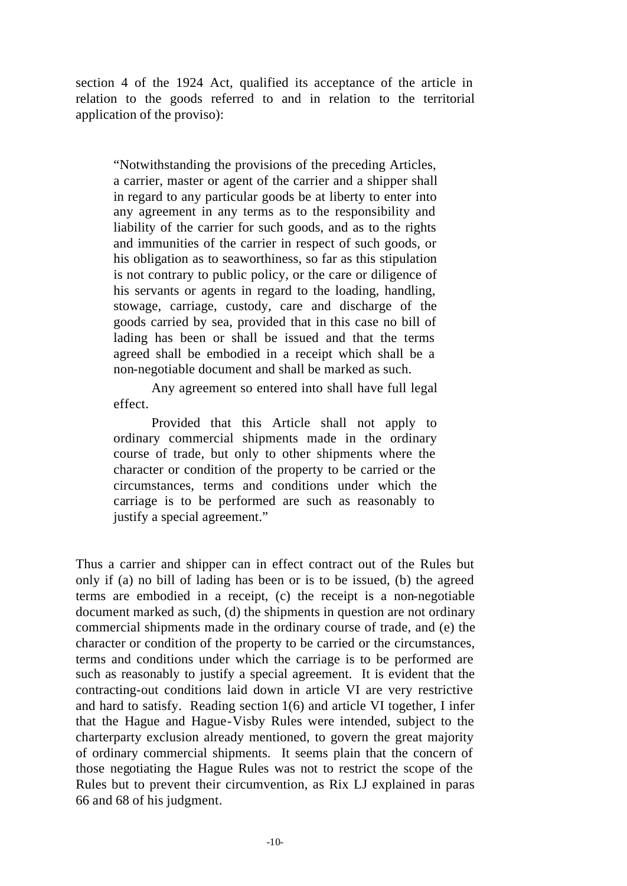section 4 of the 1924 Act, qualified its acceptance of the article in relation to the goods referred to and in relation to the territorial application of the proviso):

> "Notwithstanding the provisions of the preceding Articles, a carrier, master or agent of the carrier and a shipper shall in regard to any particular goods be at liberty to enter into any agreement in any terms as to the responsibility and liability of the carrier for such goods, and as to the rights and immunities of the carrier in respect of such goods, or his obligation as to seaworthiness, so far as this stipulation is not contrary to public policy, or the care or diligence of his servants or agents in regard to the loading, handling, stowage, carriage, custody, care and discharge of the goods carried by sea, provided that in this case no bill of lading has been or shall be issued and that the terms agreed shall be embodied in a receipt which shall be a non-negotiable document and shall be marked as such.
>
> Any agreement so entered into shall have full legal effect.
>
> Provided that this Article shall not apply to ordinary commercial shipments made in the ordinary course of trade, but only to other shipments where the character or condition of the property to be carried or the circumstances, terms and conditions under which the carriage is to be performed are such as reasonably to justify a special agreement."

Thus a carrier and shipper can in effect contract out of the Rules but only if (a) no bill of lading has been or is to be issued, (b) the agreed terms are embodied in a receipt, (c) the receipt is a non-negotiable document marked as such, (d) the shipments in question are not ordinary commercial shipments made in the ordinary course of trade, and (e) the character or condition of the property to be carried or the circumstances, terms and conditions under which the carriage is to be performed are such as reasonably to justify a special agreement. It is evident that the contracting-out conditions laid down in article VI are very restrictive and hard to satisfy. Reading section 1(6) and article VI together, I infer that the Hague and Hague-Visby Rules were intended, subject to the charterparty exclusion already mentioned, to govern the great majority of ordinary commercial shipments. It seems plain that the concern of those negotiating the Hague Rules was not to restrict the scope of the Rules but to prevent their circumvention, as Rix LJ explained in paras 66 and 68 of his judgment.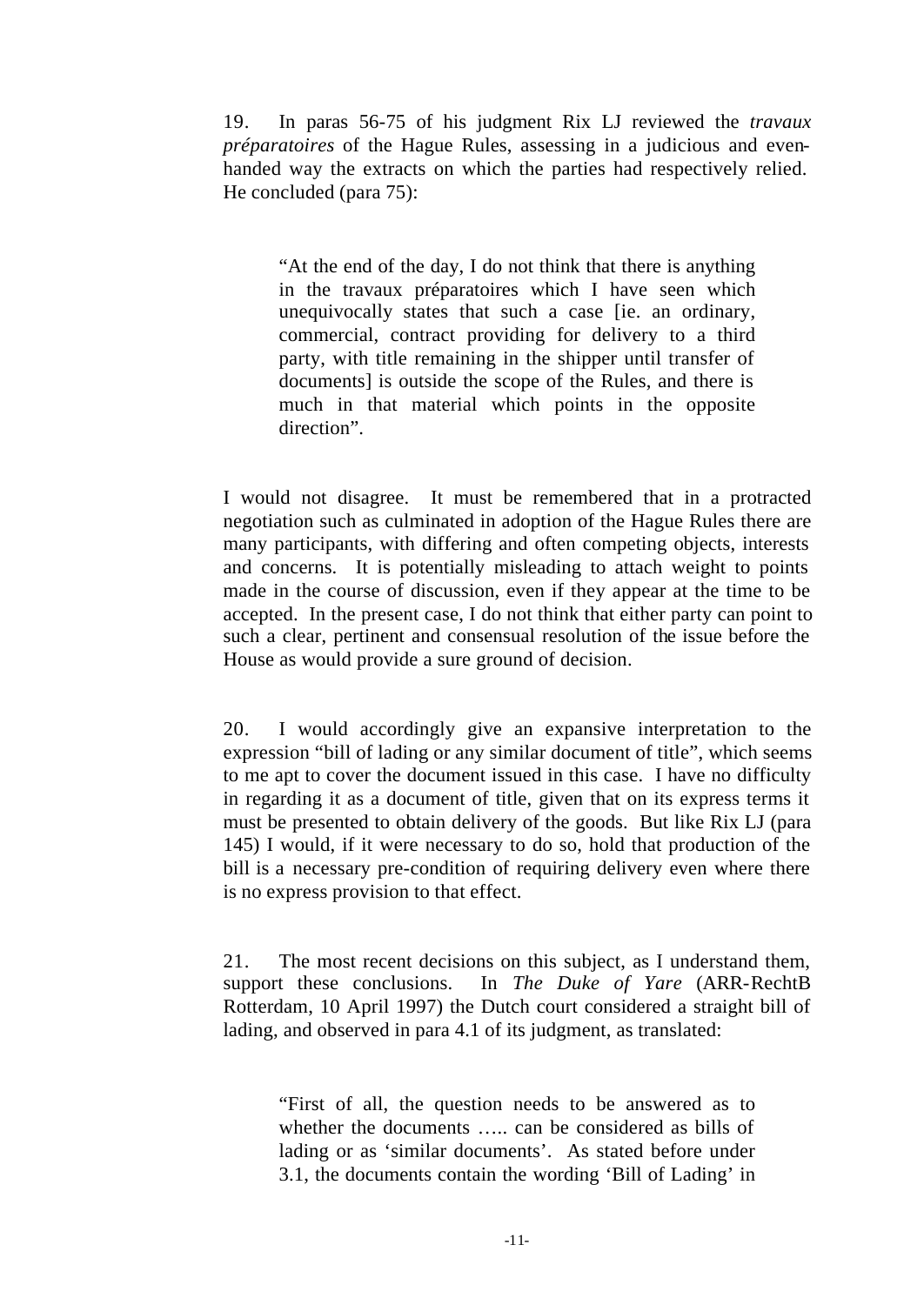19. In paras 56-75 of his judgment Rix LJ reviewed the *travaux préparatoires* of the Hague Rules, assessing in a judicious and even-handed way the extracts on which the parties had respectively relied. He concluded (para 75):

> "At the end of the day, I do not think that there is anything in the travaux préparatoires which I have seen which unequivocally states that such a case [ie. an ordinary, commercial, contract providing for delivery to a third party, with title remaining in the shipper until transfer of documents] is outside the scope of the Rules, and there is much in that material which points in the opposite direction".

I would not disagree. It must be remembered that in a protracted negotiation such as culminated in adoption of the Hague Rules there are many participants, with differing and often competing objects, interests and concerns. It is potentially misleading to attach weight to points made in the course of discussion, even if they appear at the time to be accepted. In the present case, I do not think that either party can point to such a clear, pertinent and consensual resolution of the issue before the House as would provide a sure ground of decision.

20. I would accordingly give an expansive interpretation to the expression "bill of lading or any similar document of title", which seems to me apt to cover the document issued in this case. I have no difficulty in regarding it as a document of title, given that on its express terms it must be presented to obtain delivery of the goods. But like Rix LJ (para 145) I would, if it were necessary to do so, hold that production of the bill is a necessary pre-condition of requiring delivery even where there is no express provision to that effect.

21. The most recent decisions on this subject, as I understand them, support these conclusions. In *The Duke of Yare* (ARR-RechtB Rotterdam, 10 April 1997) the Dutch court considered a straight bill of lading, and observed in para 4.1 of its judgment, as translated:

> "First of all, the question needs to be answered as to whether the documents ….. can be considered as bills of lading or as 'similar documents'. As stated before under 3.1, the documents contain the wording 'Bill of Lading' in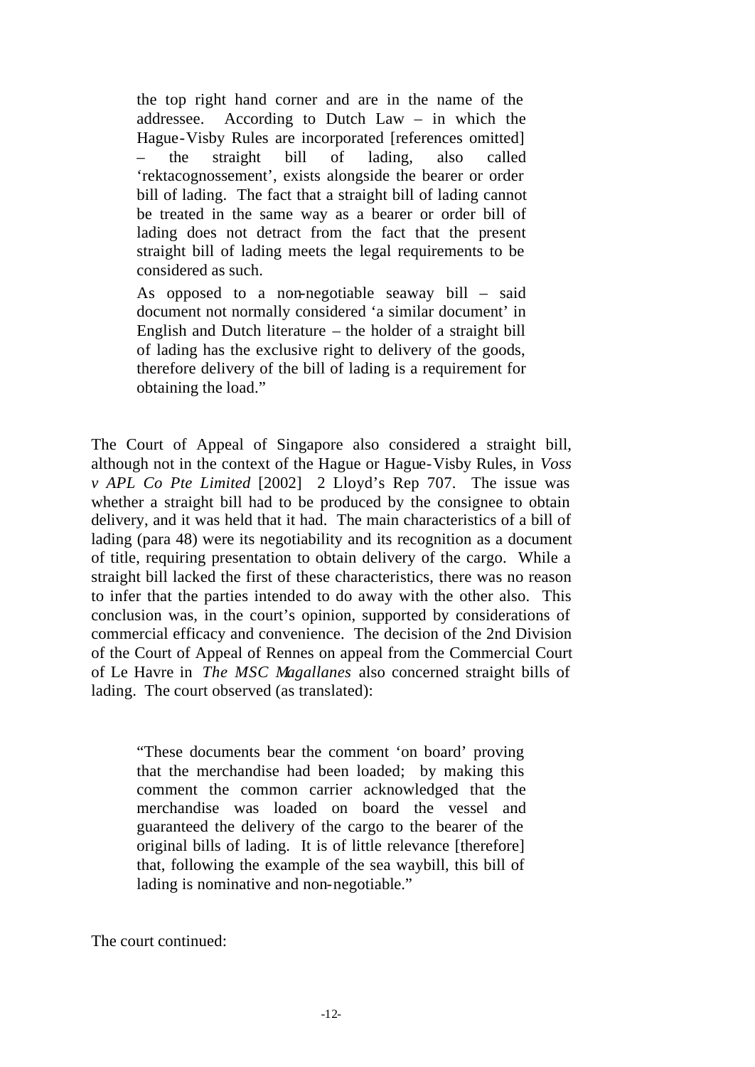> the top right hand corner and are in the name of the addressee. According to Dutch Law – in which the Hague-Visby Rules are incorporated [references omitted] – the straight bill of lading, also called 'rektacognossement', exists alongside the bearer or order bill of lading. The fact that a straight bill of lading cannot be treated in the same way as a bearer or order bill of lading does not detract from the fact that the present straight bill of lading meets the legal requirements to be considered as such.
>
> As opposed to a non-negotiable seaway bill – said document not normally considered 'a similar document' in English and Dutch literature – the holder of a straight bill of lading has the exclusive right to delivery of the goods, therefore delivery of the bill of lading is a requirement for obtaining the load."

The Court of Appeal of Singapore also considered a straight bill, although not in the context of the Hague or Hague-Visby Rules, in *Voss v APL Co Pte Limited* [2002] 2 Lloyd's Rep 707. The issue was whether a straight bill had to be produced by the consignee to obtain delivery, and it was held that it had. The main characteristics of a bill of lading (para 48) were its negotiability and its recognition as a document of title, requiring presentation to obtain delivery of the cargo. While a straight bill lacked the first of these characteristics, there was no reason to infer that the parties intended to do away with the other also. This conclusion was, in the court's opinion, supported by considerations of commercial efficacy and convenience. The decision of the 2nd Division of the Court of Appeal of Rennes on appeal from the Commercial Court of Le Havre in *The MSC Magallanes* also concerned straight bills of lading. The court observed (as translated):

> "These documents bear the comment 'on board' proving that the merchandise had been loaded; by making this comment the common carrier acknowledged that the merchandise was loaded on board the vessel and guaranteed the delivery of the cargo to the bearer of the original bills of lading. It is of little relevance [therefore] that, following the example of the sea waybill, this bill of lading is nominative and non-negotiable."

The court continued: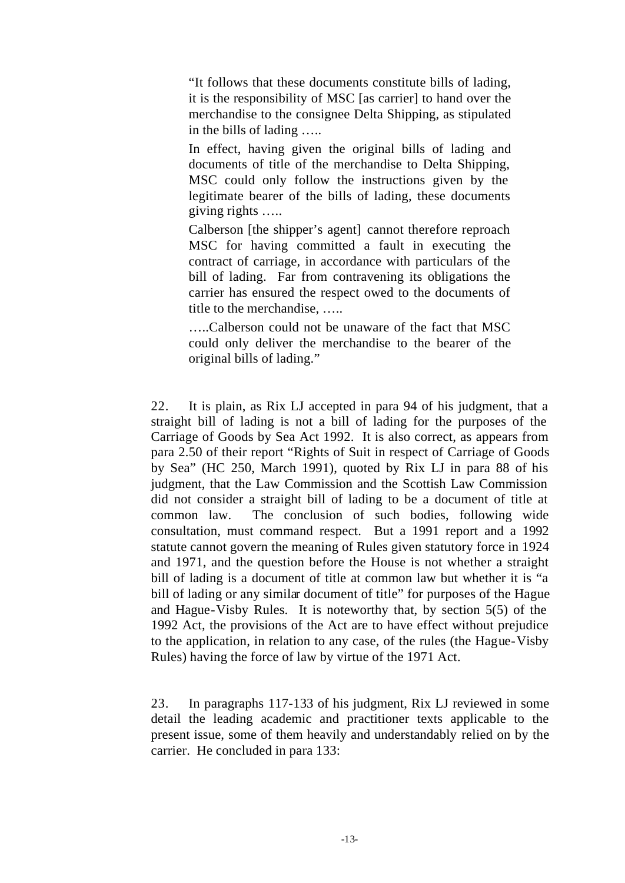> "It follows that these documents constitute bills of lading, it is the responsibility of MSC [as carrier] to hand over the merchandise to the consignee Delta Shipping, as stipulated in the bills of lading …..
>
> In effect, having given the original bills of lading and documents of title of the merchandise to Delta Shipping, MSC could only follow the instructions given by the legitimate bearer of the bills of lading, these documents giving rights …..
>
> Calberson [the shipper's agent] cannot therefore reproach MSC for having committed a fault in executing the contract of carriage, in accordance with particulars of the bill of lading. Far from contravening its obligations the carrier has ensured the respect owed to the documents of title to the merchandise, …..
>
> …..Calberson could not be unaware of the fact that MSC could only deliver the merchandise to the bearer of the original bills of lading."

22. It is plain, as Rix LJ accepted in para 94 of his judgment, that a straight bill of lading is not a bill of lading for the purposes of the Carriage of Goods by Sea Act 1992. It is also correct, as appears from para 2.50 of their report "Rights of Suit in respect of Carriage of Goods by Sea" (HC 250, March 1991), quoted by Rix LJ in para 88 of his judgment, that the Law Commission and the Scottish Law Commission did not consider a straight bill of lading to be a document of title at common law. The conclusion of such bodies, following wide consultation, must command respect. But a 1991 report and a 1992 statute cannot govern the meaning of Rules given statutory force in 1924 and 1971, and the question before the House is not whether a straight bill of lading is a document of title at common law but whether it is "a bill of lading or any similar document of title" for purposes of the Hague and Hague-Visby Rules. It is noteworthy that, by section 5(5) of the 1992 Act, the provisions of the Act are to have effect without prejudice to the application, in relation to any case, of the rules (the Hague-Visby Rules) having the force of law by virtue of the 1971 Act.

23. In paragraphs 117-133 of his judgment, Rix LJ reviewed in some detail the leading academic and practitioner texts applicable to the present issue, some of them heavily and understandably relied on by the carrier. He concluded in para 133: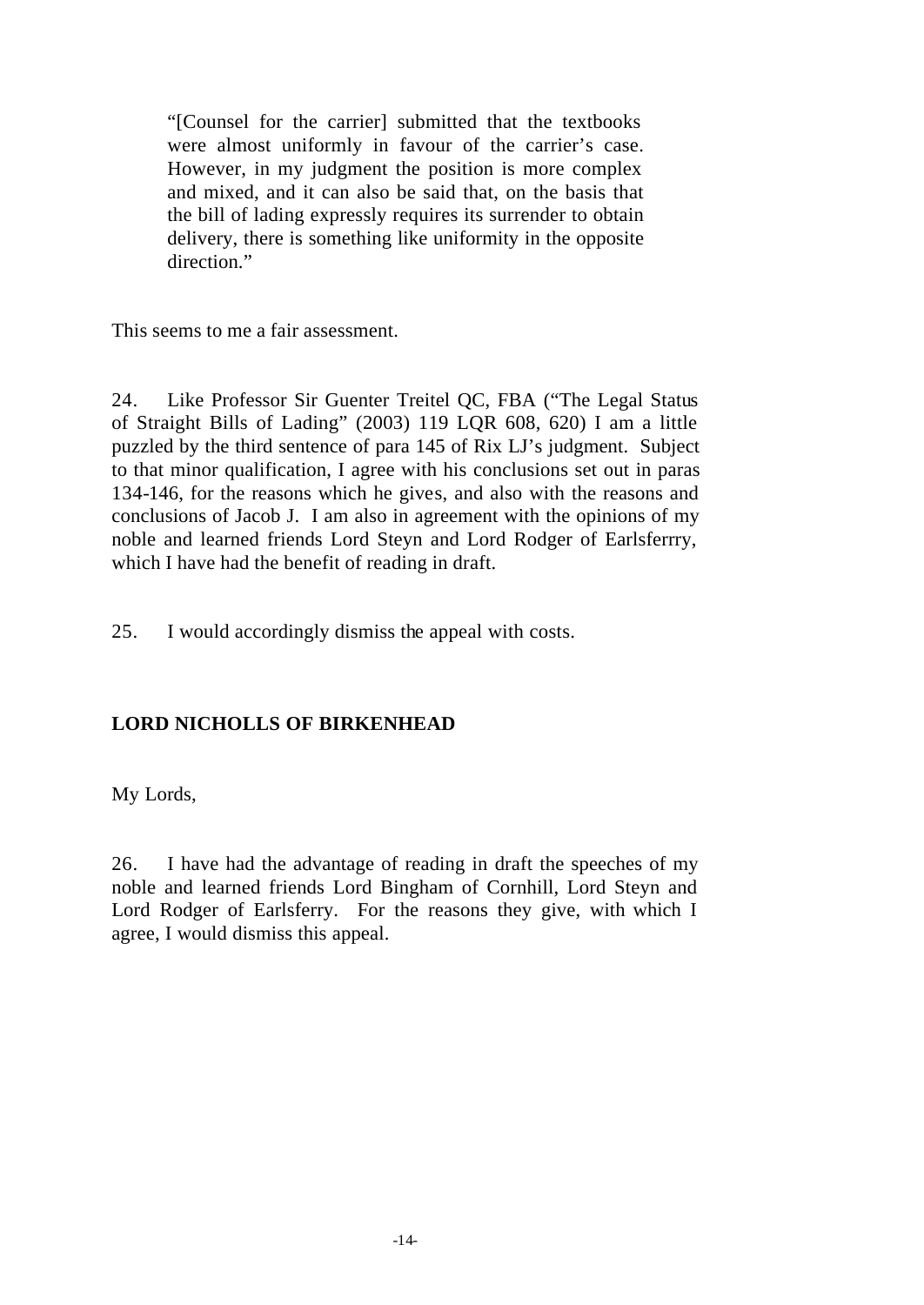> "[Counsel for the carrier] submitted that the textbooks were almost uniformly in favour of the carrier's case. However, in my judgment the position is more complex and mixed, and it can also be said that, on the basis that the bill of lading expressly requires its surrender to obtain delivery, there is something like uniformity in the opposite direction."

This seems to me a fair assessment.

24. Like Professor Sir Guenter Treitel QC, FBA ("The Legal Status of Straight Bills of Lading" (2003) 119 LQR 608, 620) I am a little puzzled by the third sentence of para 145 of Rix LJ's judgment. Subject to that minor qualification, I agree with his conclusions set out in paras 134-146, for the reasons which he gives, and also with the reasons and conclusions of Jacob J. I am also in agreement with the opinions of my noble and learned friends Lord Steyn and Lord Rodger of Earlsferrry, which I have had the benefit of reading in draft.

25. I would accordingly dismiss the appeal with costs.

**LORD NICHOLLS OF BIRKENHEAD**

My Lords,

26. I have had the advantage of reading in draft the speeches of my noble and learned friends Lord Bingham of Cornhill, Lord Steyn and Lord Rodger of Earlsferry. For the reasons they give, with which I agree, I would dismiss this appeal.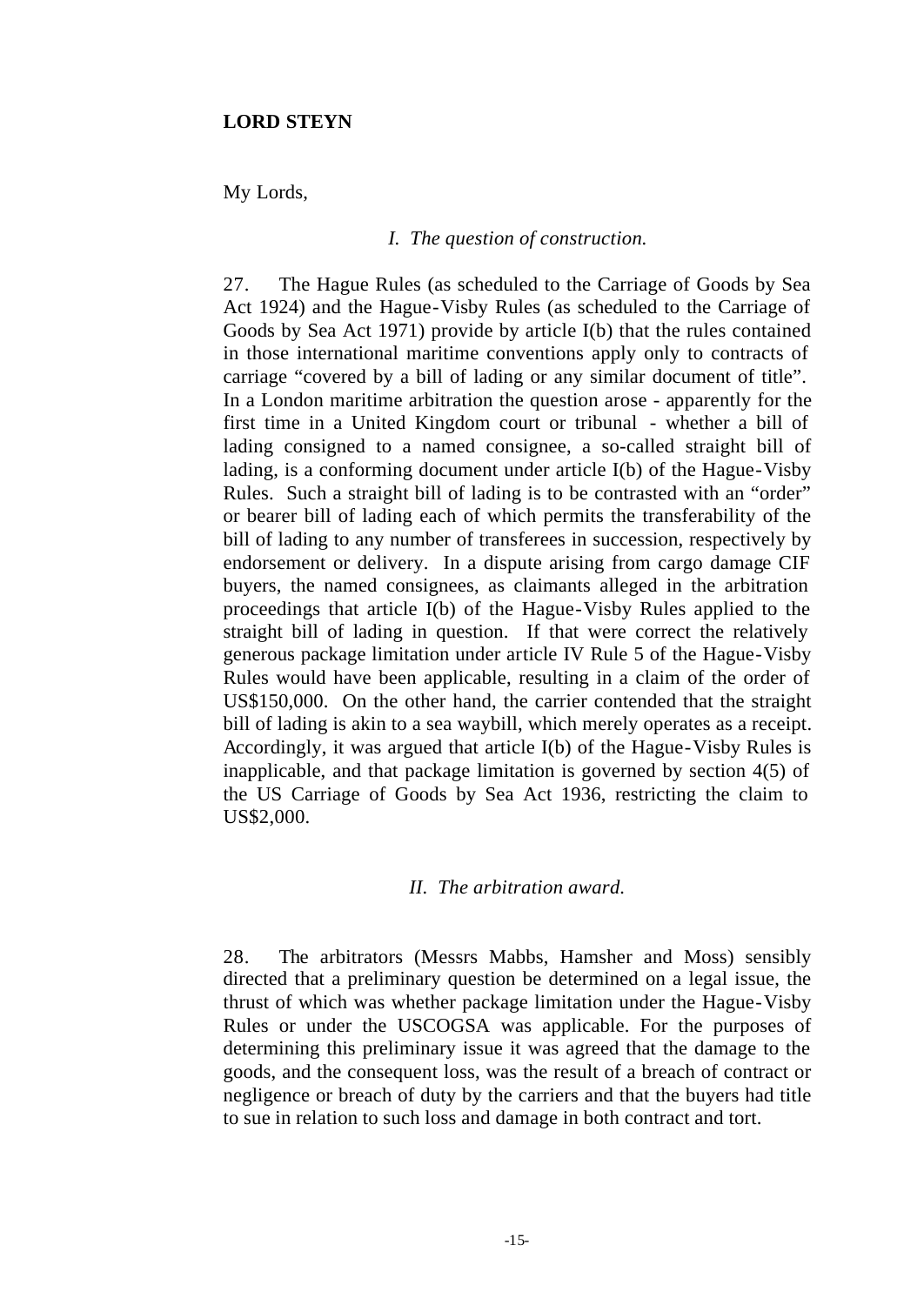**LORD STEYN**

My Lords,

*I. The question of construction.*

27. The Hague Rules (as scheduled to the Carriage of Goods by Sea Act 1924) and the Hague-Visby Rules (as scheduled to the Carriage of Goods by Sea Act 1971) provide by article I(b) that the rules contained in those international maritime conventions apply only to contracts of carriage "covered by a bill of lading or any similar document of title". In a London maritime arbitration the question arose - apparently for the first time in a United Kingdom court or tribunal - whether a bill of lading consigned to a named consignee, a so-called straight bill of lading, is a conforming document under article I(b) of the Hague-Visby Rules. Such a straight bill of lading is to be contrasted with an "order" or bearer bill of lading each of which permits the transferability of the bill of lading to any number of transferees in succession, respectively by endorsement or delivery. In a dispute arising from cargo damage CIF buyers, the named consignees, as claimants alleged in the arbitration proceedings that article I(b) of the Hague-Visby Rules applied to the straight bill of lading in question. If that were correct the relatively generous package limitation under article IV Rule 5 of the Hague-Visby Rules would have been applicable, resulting in a claim of the order of US$150,000. On the other hand, the carrier contended that the straight bill of lading is akin to a sea waybill, which merely operates as a receipt. Accordingly, it was argued that article I(b) of the Hague-Visby Rules is inapplicable, and that package limitation is governed by section 4(5) of the US Carriage of Goods by Sea Act 1936, restricting the claim to US$2,000.

*II. The arbitration award.*

28. The arbitrators (Messrs Mabbs, Hamsher and Moss) sensibly directed that a preliminary question be determined on a legal issue, the thrust of which was whether package limitation under the Hague-Visby Rules or under the USCOGSA was applicable. For the purposes of determining this preliminary issue it was agreed that the damage to the goods, and the consequent loss, was the result of a breach of contract or negligence or breach of duty by the carriers and that the buyers had title to sue in relation to such loss and damage in both contract and tort.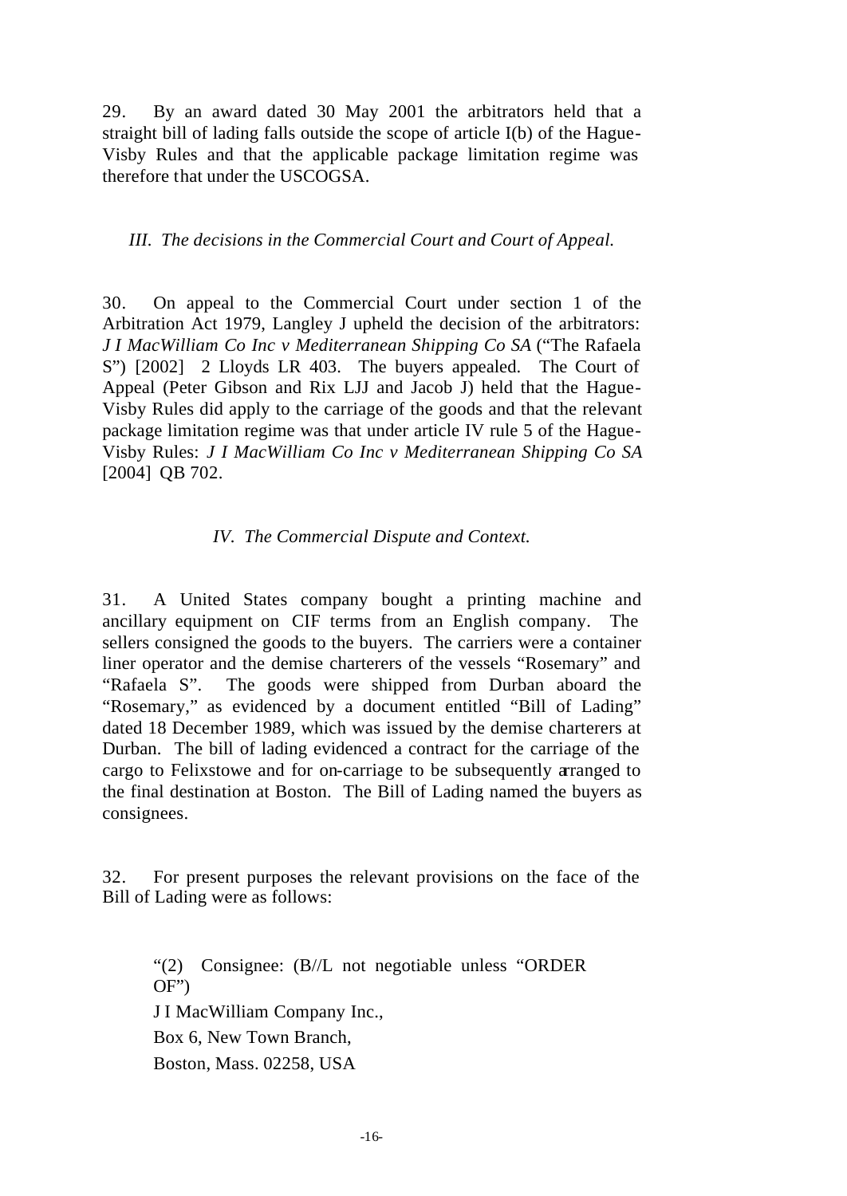29. By an award dated 30 May 2001 the arbitrators held that a straight bill of lading falls outside the scope of article I(b) of the Hague-Visby Rules and that the applicable package limitation regime was therefore that under the USCOGSA.

### *III. The decisions in the Commercial Court and Court of Appeal.*

30. On appeal to the Commercial Court under section 1 of the Arbitration Act 1979, Langley J upheld the decision of the arbitrators: *J I MacWilliam Co Inc v Mediterranean Shipping Co SA* ("The Rafaela S") [2002] 2 Lloyds LR 403. The buyers appealed. The Court of Appeal (Peter Gibson and Rix LJJ and Jacob J) held that the Hague-Visby Rules did apply to the carriage of the goods and that the relevant package limitation regime was that under article IV rule 5 of the Hague-Visby Rules: *J I MacWilliam Co Inc v Mediterranean Shipping Co SA* [2004] QB 702.

### *IV. The Commercial Dispute and Context.*

31. A United States company bought a printing machine and ancillary equipment on CIF terms from an English company. The sellers consigned the goods to the buyers. The carriers were a container liner operator and the demise charterers of the vessels "Rosemary" and "Rafaela S". The goods were shipped from Durban aboard the "Rosemary," as evidenced by a document entitled "Bill of Lading" dated 18 December 1989, which was issued by the demise charterers at Durban. The bill of lading evidenced a contract for the carriage of the cargo to Felixstowe and for on-carriage to be subsequently arranged to the final destination at Boston. The Bill of Lading named the buyers as consignees.

32. For present purposes the relevant provisions on the face of the Bill of Lading were as follows:

> "(2) Consignee: (B//L not negotiable unless "ORDER OF")
> J I MacWilliam Company Inc.,
> Box 6, New Town Branch,
> Boston, Mass. 02258, USA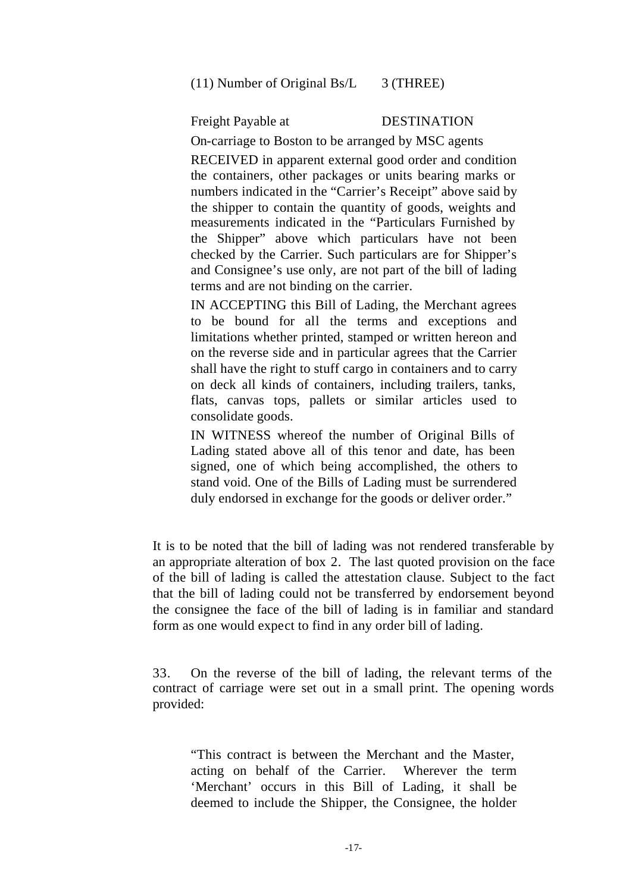> (11) Number of Original Bs/L     3 (THREE)
>
> Freight Payable at     DESTINATION
>
> On-carriage to Boston to be arranged by MSC agents
>
> RECEIVED in apparent external good order and condition the containers, other packages or units bearing marks or numbers indicated in the "Carrier's Receipt" above said by the shipper to contain the quantity of goods, weights and measurements indicated in the "Particulars Furnished by the Shipper" above which particulars have not been checked by the Carrier. Such particulars are for Shipper's and Consignee's use only, are not part of the bill of lading terms and are not binding on the carrier.
>
> IN ACCEPTING this Bill of Lading, the Merchant agrees to be bound for all the terms and exceptions and limitations whether printed, stamped or written hereon and on the reverse side and in particular agrees that the Carrier shall have the right to stuff cargo in containers and to carry on deck all kinds of containers, including trailers, tanks, flats, canvas tops, pallets or similar articles used to consolidate goods.
>
> IN WITNESS whereof the number of Original Bills of Lading stated above all of this tenor and date, has been signed, one of which being accomplished, the others to stand void. One of the Bills of Lading must be surrendered duly endorsed in exchange for the goods or deliver order."

It is to be noted that the bill of lading was not rendered transferable by an appropriate alteration of box 2. The last quoted provision on the face of the bill of lading is called the attestation clause. Subject to the fact that the bill of lading could not be transferred by endorsement beyond the consignee the face of the bill of lading is in familiar and standard form as one would expect to find in any order bill of lading.

33. On the reverse of the bill of lading, the relevant terms of the contract of carriage were set out in a small print. The opening words provided:

> "This contract is between the Merchant and the Master, acting on behalf of the Carrier. Wherever the term 'Merchant' occurs in this Bill of Lading, it shall be deemed to include the Shipper, the Consignee, the holder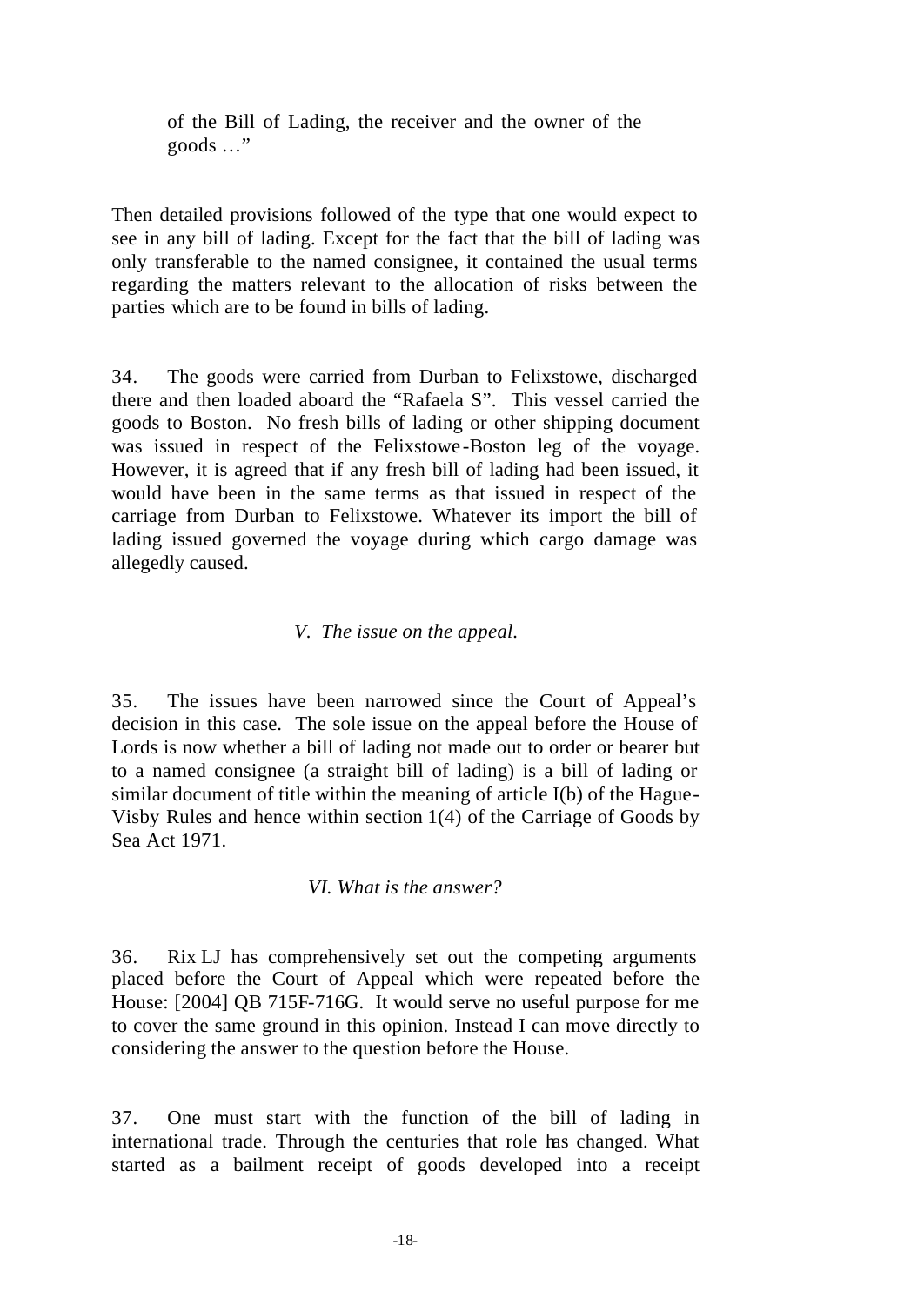of the Bill of Lading, the receiver and the owner of the goods …"

Then detailed provisions followed of the type that one would expect to see in any bill of lading. Except for the fact that the bill of lading was only transferable to the named consignee, it contained the usual terms regarding the matters relevant to the allocation of risks between the parties which are to be found in bills of lading.

34. The goods were carried from Durban to Felixstowe, discharged there and then loaded aboard the "Rafaela S". This vessel carried the goods to Boston. No fresh bills of lading or other shipping document was issued in respect of the Felixstowe-Boston leg of the voyage. However, it is agreed that if any fresh bill of lading had been issued, it would have been in the same terms as that issued in respect of the carriage from Durban to Felixstowe. Whatever its import the bill of lading issued governed the voyage during which cargo damage was allegedly caused.

### *V. The issue on the appeal.*

35. The issues have been narrowed since the Court of Appeal's decision in this case. The sole issue on the appeal before the House of Lords is now whether a bill of lading not made out to order or bearer but to a named consignee (a straight bill of lading) is a bill of lading or similar document of title within the meaning of article I(b) of the Hague-Visby Rules and hence within section 1(4) of the Carriage of Goods by Sea Act 1971.

### *VI. What is the answer?*

36. Rix LJ has comprehensively set out the competing arguments placed before the Court of Appeal which were repeated before the House: [2004] QB 715F-716G. It would serve no useful purpose for me to cover the same ground in this opinion. Instead I can move directly to considering the answer to the question before the House.

37. One must start with the function of the bill of lading in international trade. Through the centuries that role has changed. What started as a bailment receipt of goods developed into a receipt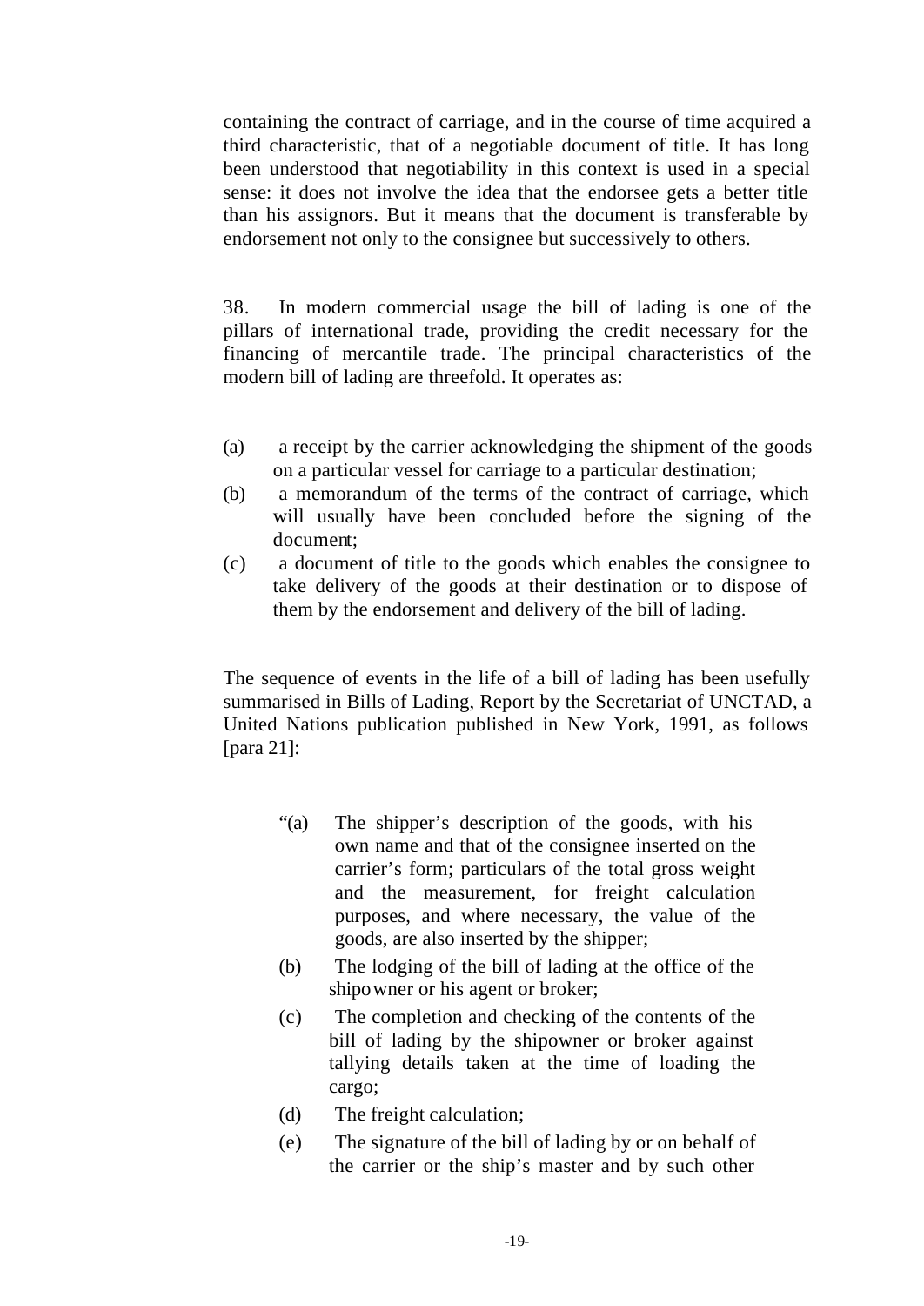containing the contract of carriage, and in the course of time acquired a third characteristic, that of a negotiable document of title. It has long been understood that negotiability in this context is used in a special sense: it does not involve the idea that the endorsee gets a better title than his assignors. But it means that the document is transferable by endorsement not only to the consignee but successively to others.

38. In modern commercial usage the bill of lading is one of the pillars of international trade, providing the credit necessary for the financing of mercantile trade. The principal characteristics of the modern bill of lading are threefold. It operates as:

(a) a receipt by the carrier acknowledging the shipment of the goods on a particular vessel for carriage to a particular destination;
(b) a memorandum of the terms of the contract of carriage, which will usually have been concluded before the signing of the document;
(c) a document of title to the goods which enables the consignee to take delivery of the goods at their destination or to dispose of them by the endorsement and delivery of the bill of lading.

The sequence of events in the life of a bill of lading has been usefully summarised in Bills of Lading, Report by the Secretariat of UNCTAD, a United Nations publication published in New York, 1991, as follows [para 21]:

> "(a) The shipper's description of the goods, with his own name and that of the consignee inserted on the carrier's form; particulars of the total gross weight and the measurement, for freight calculation purposes, and where necessary, the value of the goods, are also inserted by the shipper;
> (b) The lodging of the bill of lading at the office of the shipowner or his agent or broker;
> (c) The completion and checking of the contents of the bill of lading by the shipowner or broker against tallying details taken at the time of loading the cargo;
> (d) The freight calculation;
> (e) The signature of the bill of lading by or on behalf of the carrier or the ship's master and by such other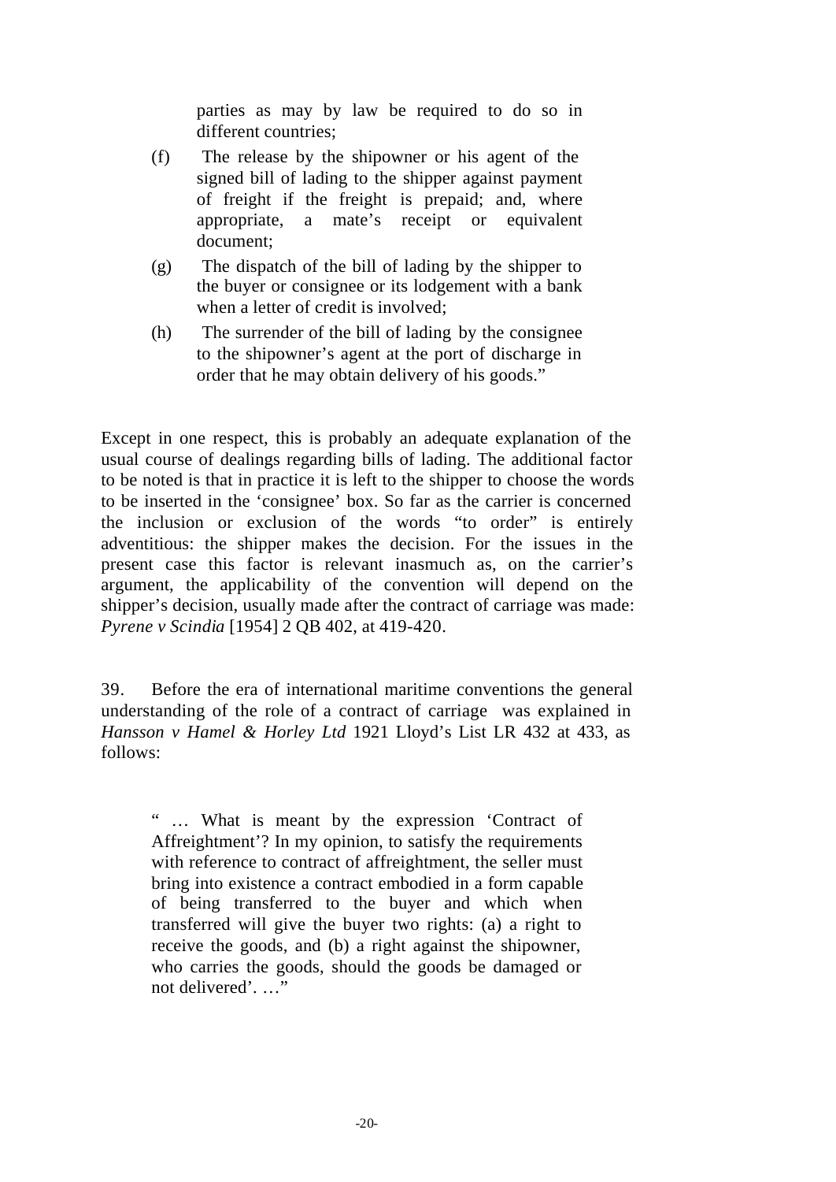> parties as may by law be required to do so in different countries;
>
> (f) The release by the shipowner or his agent of the signed bill of lading to the shipper against payment of freight if the freight is prepaid; and, where appropriate, a mate's receipt or equivalent document;
>
> (g) The dispatch of the bill of lading by the shipper to the buyer or consignee or its lodgement with a bank when a letter of credit is involved;
>
> (h) The surrender of the bill of lading by the consignee to the shipowner's agent at the port of discharge in order that he may obtain delivery of his goods."

Except in one respect, this is probably an adequate explanation of the usual course of dealings regarding bills of lading. The additional factor to be noted is that in practice it is left to the shipper to choose the words to be inserted in the 'consignee' box. So far as the carrier is concerned the inclusion or exclusion of the words "to order" is entirely adventitious: the shipper makes the decision. For the issues in the present case this factor is relevant inasmuch as, on the carrier's argument, the applicability of the convention will depend on the shipper's decision, usually made after the contract of carriage was made: *Pyrene v Scindia* [1954] 2 QB 402, at 419-420.

39. Before the era of international maritime conventions the general understanding of the role of a contract of carriage was explained in *Hansson v Hamel & Horley Ltd* 1921 Lloyd's List LR 432 at 433, as follows:

> " … What is meant by the expression 'Contract of Affreightment'? In my opinion, to satisfy the requirements with reference to contract of affreightment, the seller must bring into existence a contract embodied in a form capable of being transferred to the buyer and which when transferred will give the buyer two rights: (a) a right to receive the goods, and (b) a right against the shipowner, who carries the goods, should the goods be damaged or not delivered'. …"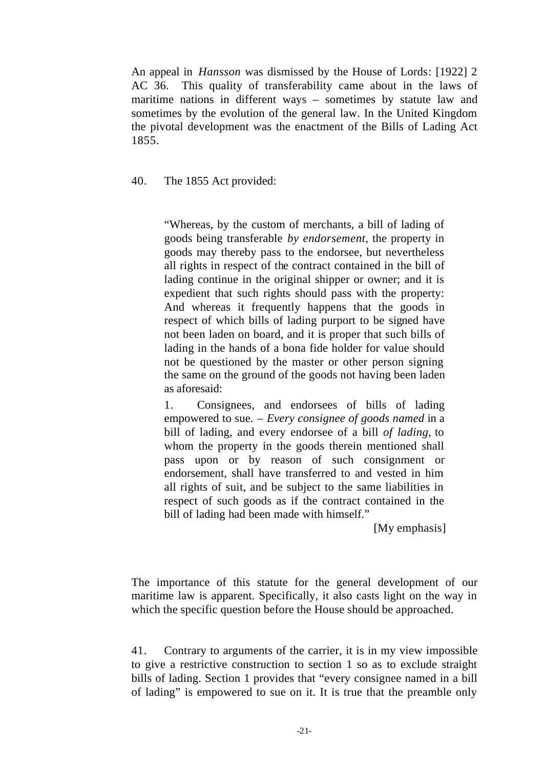An appeal in *Hansson* was dismissed by the House of Lords: [1922] 2 AC 36. This quality of transferability came about in the laws of maritime nations in different ways – sometimes by statute law and sometimes by the evolution of the general law. In the United Kingdom the pivotal development was the enactment of the Bills of Lading Act 1855.

40. The 1855 Act provided:

> "Whereas, by the custom of merchants, a bill of lading of goods being transferable *by endorsement*, the property in goods may thereby pass to the endorsee, but nevertheless all rights in respect of the contract contained in the bill of lading continue in the original shipper or owner; and it is expedient that such rights should pass with the property: And whereas it frequently happens that the goods in respect of which bills of lading purport to be signed have not been laden on board, and it is proper that such bills of lading in the hands of a bona fide holder for value should not be questioned by the master or other person signing the same on the ground of the goods not having been laden as aforesaid:
>
> 1. Consignees, and endorsees of bills of lading empowered to sue. – *Every consignee of goods named* in a bill of lading, and every endorsee of a bill *of lading*, to whom the property in the goods therein mentioned shall pass upon or by reason of such consignment or endorsement, shall have transferred to and vested in him all rights of suit, and be subject to the same liabilities in respect of such goods as if the contract contained in the bill of lading had been made with himself."
>
> [My emphasis]

The importance of this statute for the general development of our maritime law is apparent. Specifically, it also casts light on the way in which the specific question before the House should be approached.

41. Contrary to arguments of the carrier, it is in my view impossible to give a restrictive construction to section 1 so as to exclude straight bills of lading. Section 1 provides that "every consignee named in a bill of lading" is empowered to sue on it. It is true that the preamble only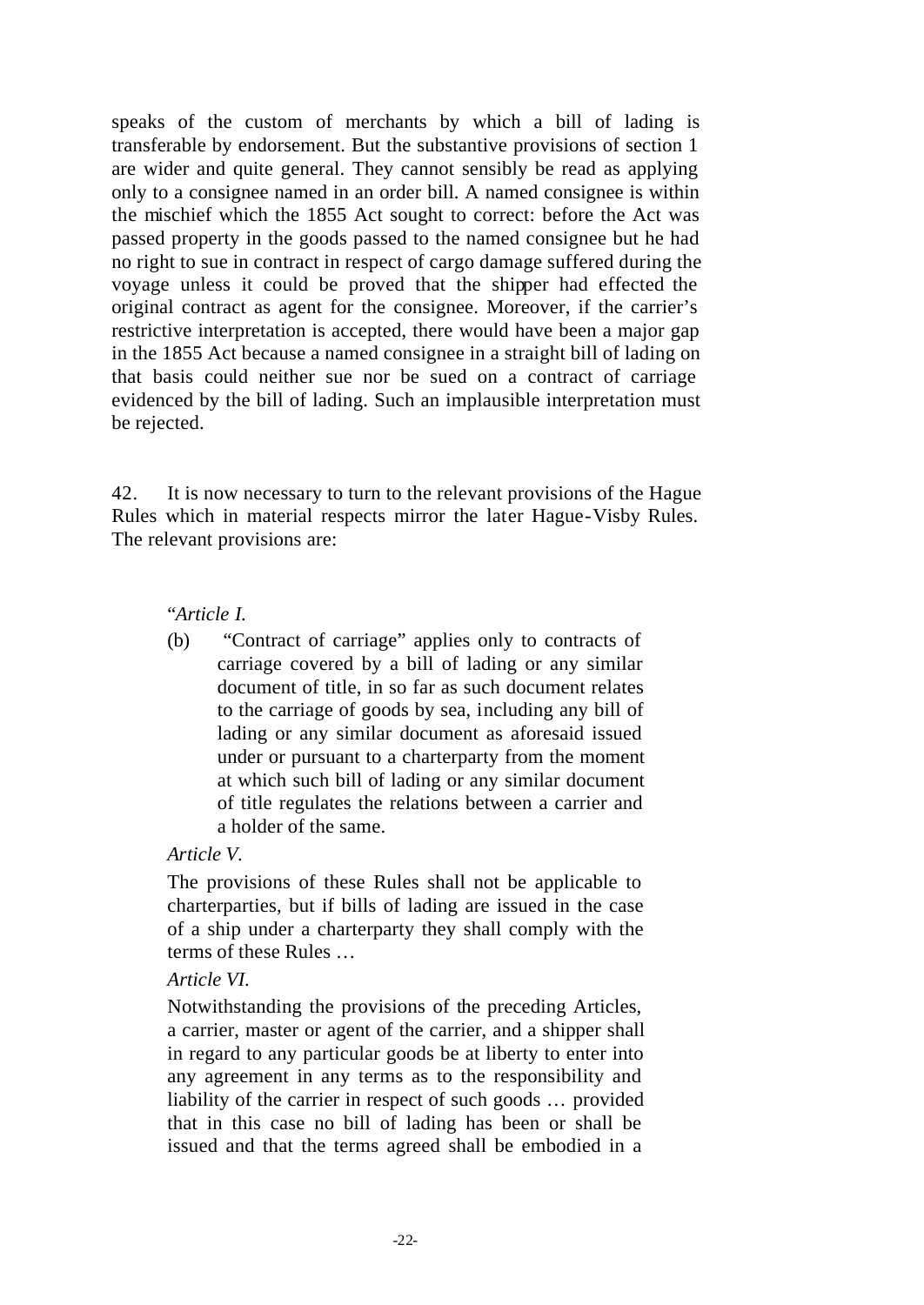speaks of the custom of merchants by which a bill of lading is transferable by endorsement. But the substantive provisions of section 1 are wider and quite general. They cannot sensibly be read as applying only to a consignee named in an order bill. A named consignee is within the mischief which the 1855 Act sought to correct: before the Act was passed property in the goods passed to the named consignee but he had no right to sue in contract in respect of cargo damage suffered during the voyage unless it could be proved that the shipper had effected the original contract as agent for the consignee. Moreover, if the carrier's restrictive interpretation is accepted, there would have been a major gap in the 1855 Act because a named consignee in a straight bill of lading on that basis could neither sue nor be sued on a contract of carriage evidenced by the bill of lading. Such an implausible interpretation must be rejected.

42. It is now necessary to turn to the relevant provisions of the Hague Rules which in material respects mirror the later Hague-Visby Rules. The relevant provisions are:

> "*Article I.*
>
> (b) "Contract of carriage" applies only to contracts of carriage covered by a bill of lading or any similar document of title, in so far as such document relates to the carriage of goods by sea, including any bill of lading or any similar document as aforesaid issued under or pursuant to a charterparty from the moment at which such bill of lading or any similar document of title regulates the relations between a carrier and a holder of the same.
>
> *Article V.*
>
> The provisions of these Rules shall not be applicable to charterparties, but if bills of lading are issued in the case of a ship under a charterparty they shall comply with the terms of these Rules …
>
> *Article VI.*
>
> Notwithstanding the provisions of the preceding Articles, a carrier, master or agent of the carrier, and a shipper shall in regard to any particular goods be at liberty to enter into any agreement in any terms as to the responsibility and liability of the carrier in respect of such goods … provided that in this case no bill of lading has been or shall be issued and that the terms agreed shall be embodied in a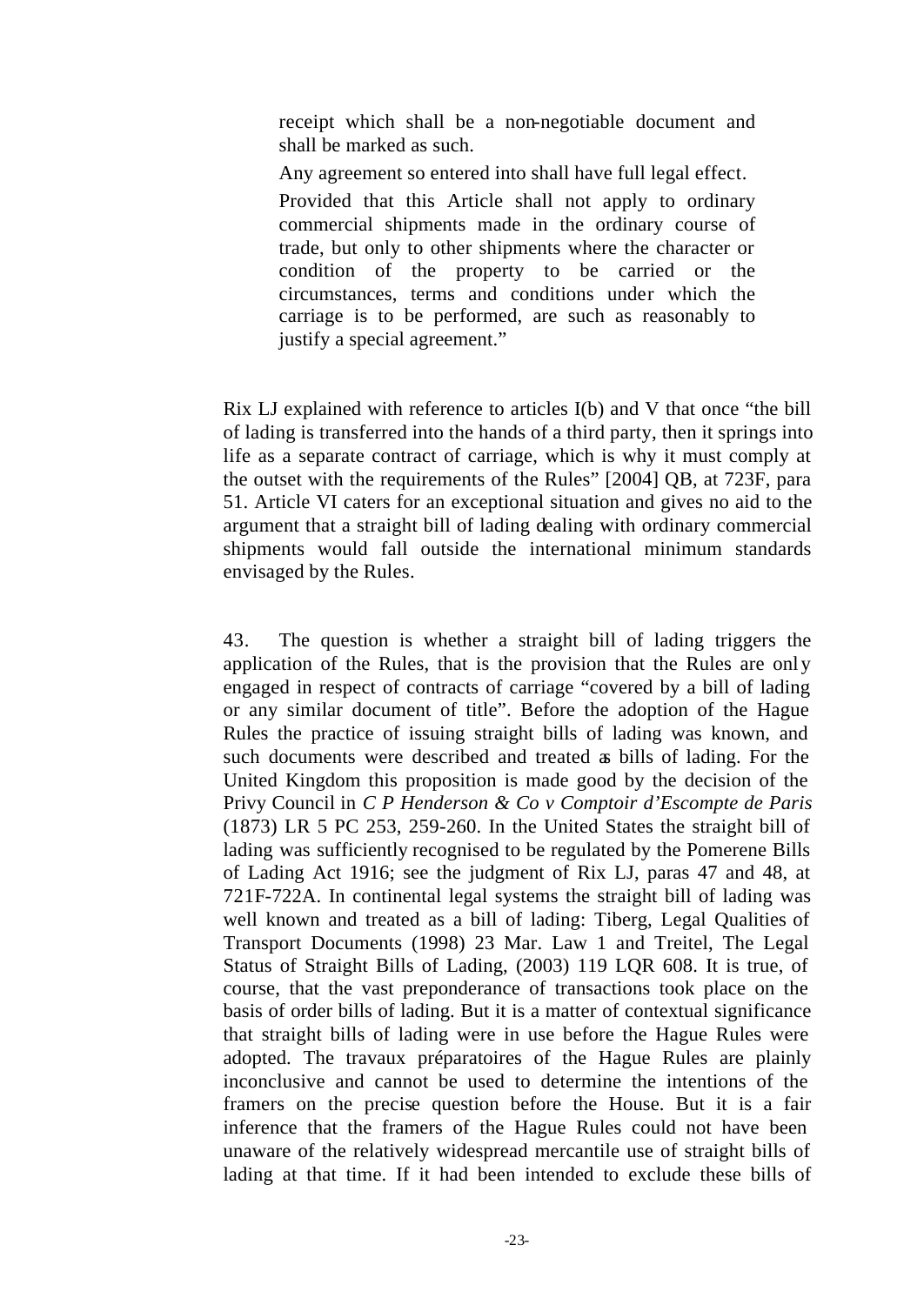> receipt which shall be a non-negotiable document and shall be marked as such.
>
> Any agreement so entered into shall have full legal effect.
>
> Provided that this Article shall not apply to ordinary commercial shipments made in the ordinary course of trade, but only to other shipments where the character or condition of the property to be carried or the circumstances, terms and conditions under which the carriage is to be performed, are such as reasonably to justify a special agreement."

Rix LJ explained with reference to articles I(b) and V that once "the bill of lading is transferred into the hands of a third party, then it springs into life as a separate contract of carriage, which is why it must comply at the outset with the requirements of the Rules" [2004] QB, at 723F, para 51. Article VI caters for an exceptional situation and gives no aid to the argument that a straight bill of lading dealing with ordinary commercial shipments would fall outside the international minimum standards envisaged by the Rules.

43. The question is whether a straight bill of lading triggers the application of the Rules, that is the provision that the Rules are only engaged in respect of contracts of carriage "covered by a bill of lading or any similar document of title". Before the adoption of the Hague Rules the practice of issuing straight bills of lading was known, and such documents were described and treated as bills of lading. For the United Kingdom this proposition is made good by the decision of the Privy Council in *C P Henderson & Co v Comptoir d'Escompte de Paris* (1873) LR 5 PC 253, 259-260. In the United States the straight bill of lading was sufficiently recognised to be regulated by the Pomerene Bills of Lading Act 1916; see the judgment of Rix LJ, paras 47 and 48, at 721F-722A. In continental legal systems the straight bill of lading was well known and treated as a bill of lading: Tiberg, Legal Qualities of Transport Documents (1998) 23 Mar. Law 1 and Treitel, The Legal Status of Straight Bills of Lading, (2003) 119 LQR 608. It is true, of course, that the vast preponderance of transactions took place on the basis of order bills of lading. But it is a matter of contextual significance that straight bills of lading were in use before the Hague Rules were adopted. The travaux préparatoires of the Hague Rules are plainly inconclusive and cannot be used to determine the intentions of the framers on the precise question before the House. But it is a fair inference that the framers of the Hague Rules could not have been unaware of the relatively widespread mercantile use of straight bills of lading at that time. If it had been intended to exclude these bills of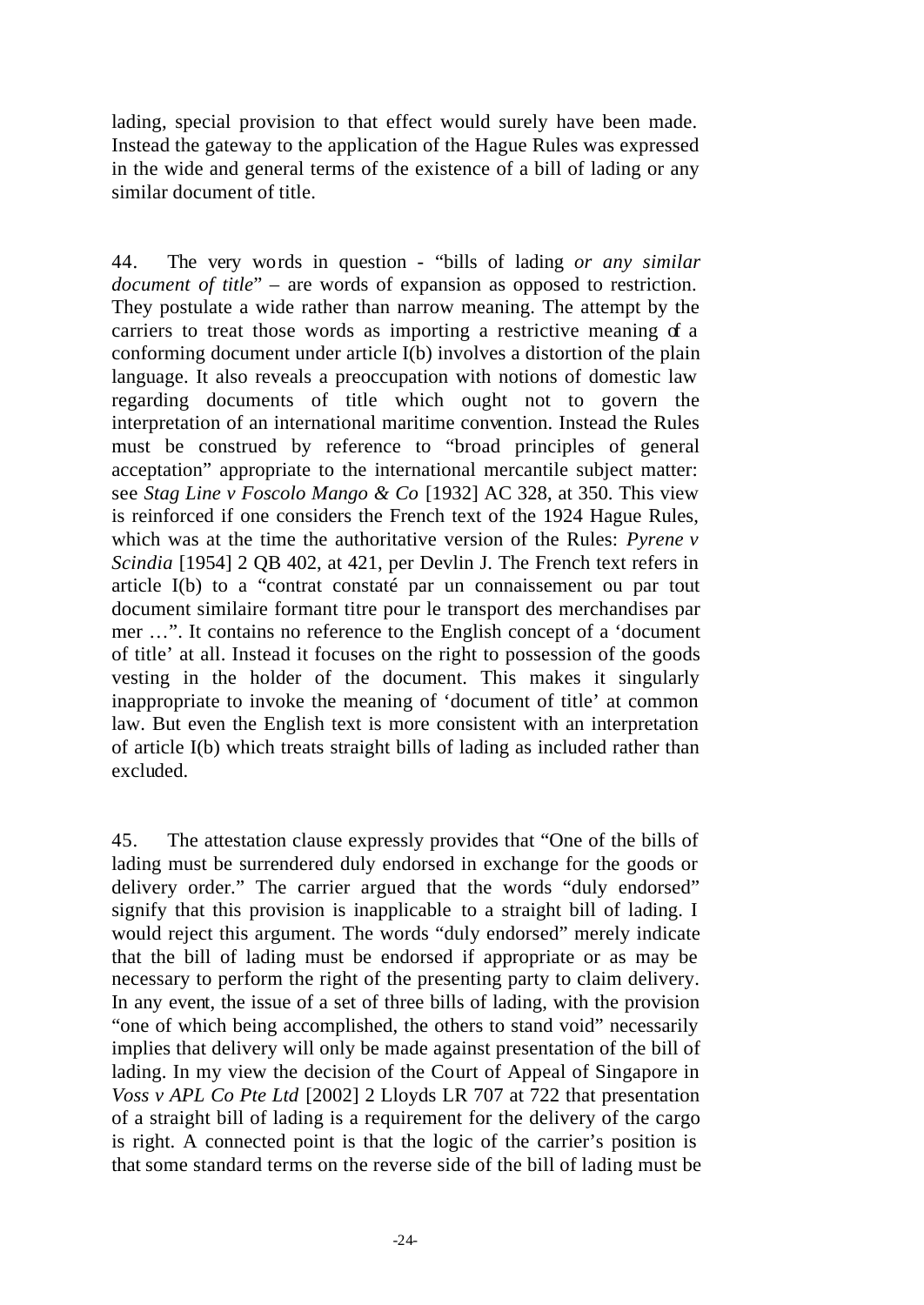lading, special provision to that effect would surely have been made. Instead the gateway to the application of the Hague Rules was expressed in the wide and general terms of the existence of a bill of lading or any similar document of title.

44. The very words in question - "bills of lading *or any similar document of title*" – are words of expansion as opposed to restriction. They postulate a wide rather than narrow meaning. The attempt by the carriers to treat those words as importing a restrictive meaning of a conforming document under article I(b) involves a distortion of the plain language. It also reveals a preoccupation with notions of domestic law regarding documents of title which ought not to govern the interpretation of an international maritime convention. Instead the Rules must be construed by reference to "broad principles of general acceptation" appropriate to the international mercantile subject matter: see *Stag Line v Foscolo Mango & Co* [1932] AC 328, at 350. This view is reinforced if one considers the French text of the 1924 Hague Rules, which was at the time the authoritative version of the Rules: *Pyrene v Scindia* [1954] 2 QB 402, at 421, per Devlin J. The French text refers in article I(b) to a "contrat constaté par un connaissement ou par tout document similaire formant titre pour le transport des merchandises par mer …". It contains no reference to the English concept of a 'document of title' at all. Instead it focuses on the right to possession of the goods vesting in the holder of the document. This makes it singularly inappropriate to invoke the meaning of 'document of title' at common law. But even the English text is more consistent with an interpretation of article I(b) which treats straight bills of lading as included rather than excluded.

45. The attestation clause expressly provides that "One of the bills of lading must be surrendered duly endorsed in exchange for the goods or delivery order." The carrier argued that the words "duly endorsed" signify that this provision is inapplicable to a straight bill of lading. I would reject this argument. The words "duly endorsed" merely indicate that the bill of lading must be endorsed if appropriate or as may be necessary to perform the right of the presenting party to claim delivery. In any event, the issue of a set of three bills of lading, with the provision "one of which being accomplished, the others to stand void" necessarily implies that delivery will only be made against presentation of the bill of lading. In my view the decision of the Court of Appeal of Singapore in *Voss v APL Co Pte Ltd* [2002] 2 Lloyds LR 707 at 722 that presentation of a straight bill of lading is a requirement for the delivery of the cargo is right. A connected point is that the logic of the carrier's position is that some standard terms on the reverse side of the bill of lading must be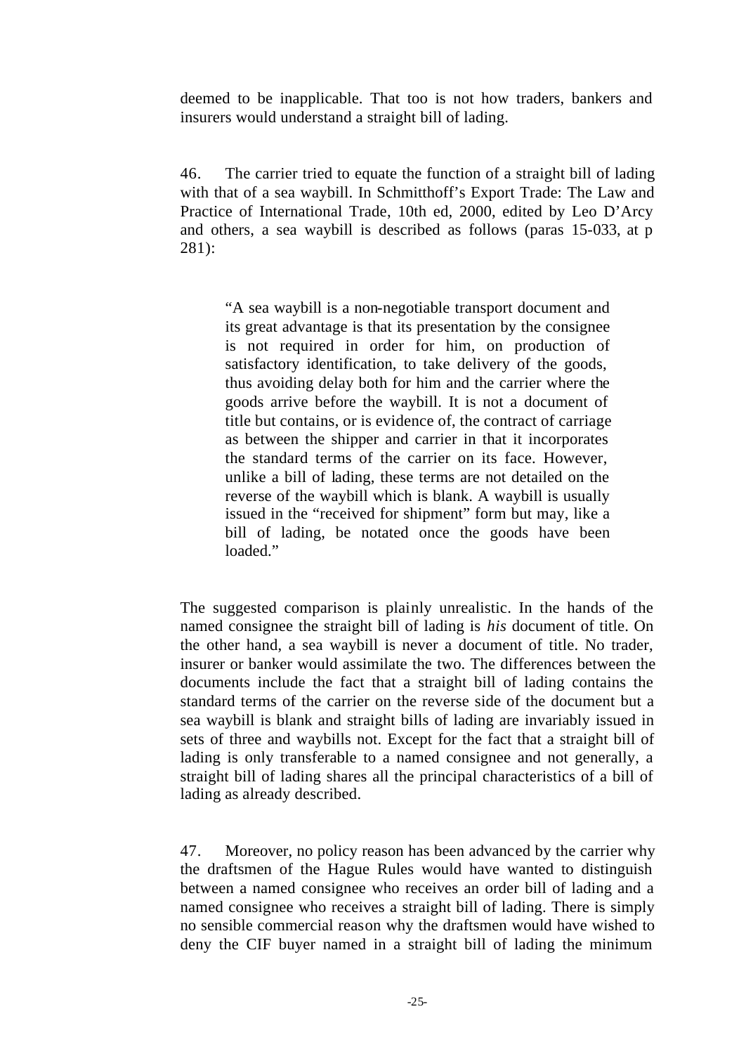deemed to be inapplicable. That too is not how traders, bankers and insurers would understand a straight bill of lading.

46. The carrier tried to equate the function of a straight bill of lading with that of a sea waybill. In Schmitthoff's Export Trade: The Law and Practice of International Trade, 10th ed, 2000, edited by Leo D'Arcy and others, a sea waybill is described as follows (paras 15-033, at p 281):

> "A sea waybill is a non-negotiable transport document and its great advantage is that its presentation by the consignee is not required in order for him, on production of satisfactory identification, to take delivery of the goods, thus avoiding delay both for him and the carrier where the goods arrive before the waybill. It is not a document of title but contains, or is evidence of, the contract of carriage as between the shipper and carrier in that it incorporates the standard terms of the carrier on its face. However, unlike a bill of lading, these terms are not detailed on the reverse of the waybill which is blank. A waybill is usually issued in the "received for shipment" form but may, like a bill of lading, be notated once the goods have been loaded."

The suggested comparison is plainly unrealistic. In the hands of the named consignee the straight bill of lading is *his* document of title. On the other hand, a sea waybill is never a document of title. No trader, insurer or banker would assimilate the two. The differences between the documents include the fact that a straight bill of lading contains the standard terms of the carrier on the reverse side of the document but a sea waybill is blank and straight bills of lading are invariably issued in sets of three and waybills not. Except for the fact that a straight bill of lading is only transferable to a named consignee and not generally, a straight bill of lading shares all the principal characteristics of a bill of lading as already described.

47. Moreover, no policy reason has been advanced by the carrier why the draftsmen of the Hague Rules would have wanted to distinguish between a named consignee who receives an order bill of lading and a named consignee who receives a straight bill of lading. There is simply no sensible commercial reason why the draftsmen would have wished to deny the CIF buyer named in a straight bill of lading the minimum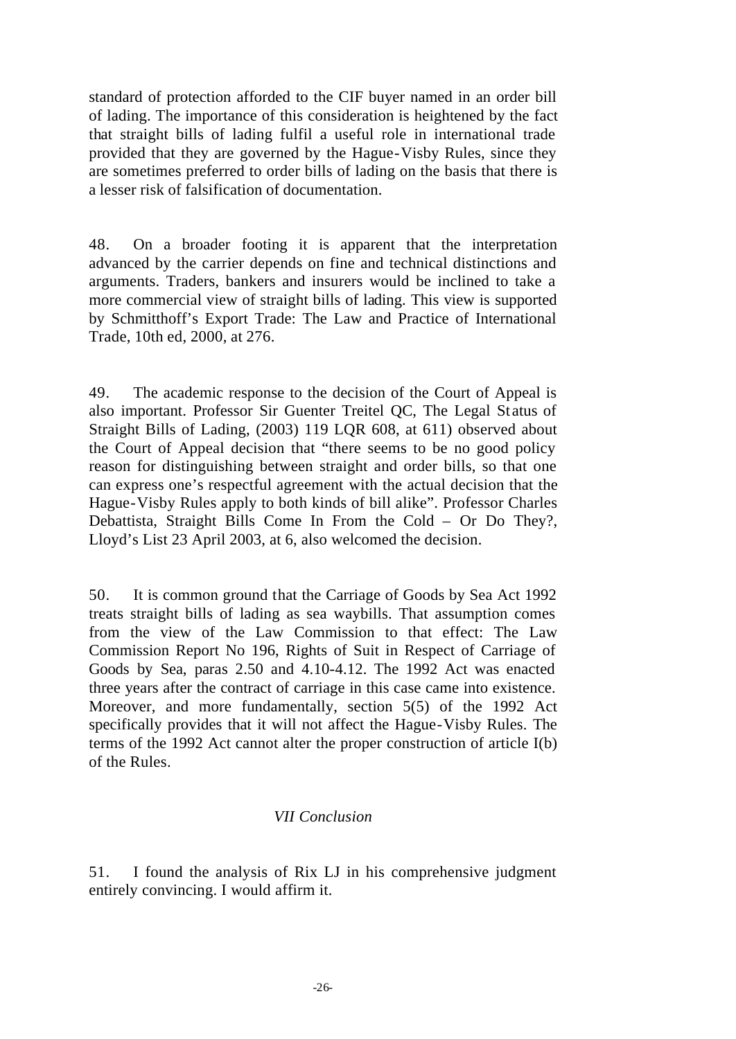standard of protection afforded to the CIF buyer named in an order bill of lading. The importance of this consideration is heightened by the fact that straight bills of lading fulfil a useful role in international trade provided that they are governed by the Hague-Visby Rules, since they are sometimes preferred to order bills of lading on the basis that there is a lesser risk of falsification of documentation.

48. On a broader footing it is apparent that the interpretation advanced by the carrier depends on fine and technical distinctions and arguments. Traders, bankers and insurers would be inclined to take a more commercial view of straight bills of lading. This view is supported by Schmitthoff's Export Trade: The Law and Practice of International Trade, 10th ed, 2000, at 276.

49. The academic response to the decision of the Court of Appeal is also important. Professor Sir Guenter Treitel QC, The Legal Status of Straight Bills of Lading, (2003) 119 LQR 608, at 611) observed about the Court of Appeal decision that "there seems to be no good policy reason for distinguishing between straight and order bills, so that one can express one's respectful agreement with the actual decision that the Hague-Visby Rules apply to both kinds of bill alike". Professor Charles Debattista, Straight Bills Come In From the Cold – Or Do They?, Lloyd's List 23 April 2003, at 6, also welcomed the decision.

50. It is common ground that the Carriage of Goods by Sea Act 1992 treats straight bills of lading as sea waybills. That assumption comes from the view of the Law Commission to that effect: The Law Commission Report No 196, Rights of Suit in Respect of Carriage of Goods by Sea, paras 2.50 and 4.10-4.12. The 1992 Act was enacted three years after the contract of carriage in this case came into existence. Moreover, and more fundamentally, section 5(5) of the 1992 Act specifically provides that it will not affect the Hague-Visby Rules. The terms of the 1992 Act cannot alter the proper construction of article I(b) of the Rules.

### *VII Conclusion*

51. I found the analysis of Rix LJ in his comprehensive judgment entirely convincing. I would affirm it.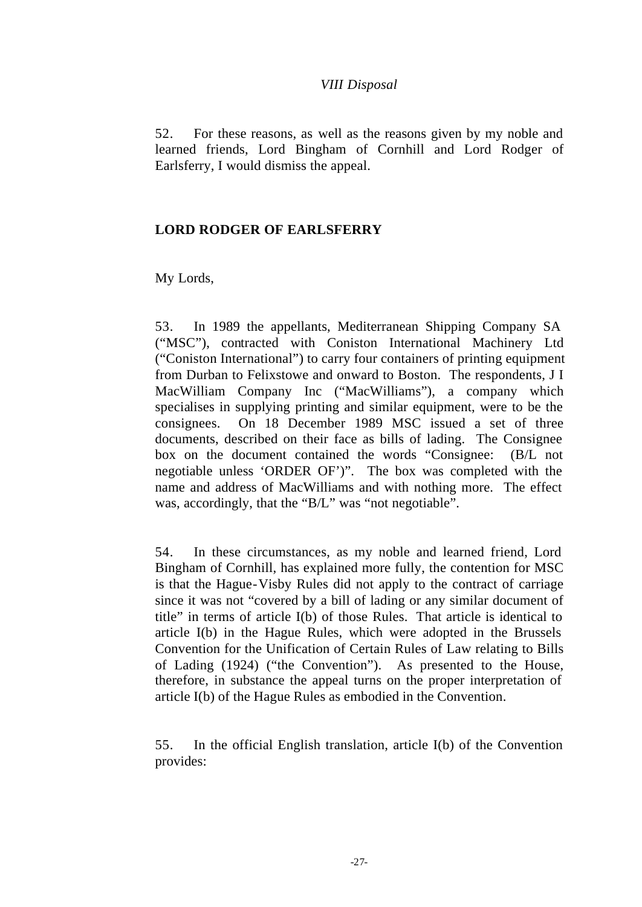*VIII Disposal*

52. For these reasons, as well as the reasons given by my noble and learned friends, Lord Bingham of Cornhill and Lord Rodger of Earlsferry, I would dismiss the appeal.

**LORD RODGER OF EARLSFERRY**

My Lords,

53. In 1989 the appellants, Mediterranean Shipping Company SA ("MSC"), contracted with Coniston International Machinery Ltd ("Coniston International") to carry four containers of printing equipment from Durban to Felixstowe and onward to Boston. The respondents, J I MacWilliam Company Inc ("MacWilliams"), a company which specialises in supplying printing and similar equipment, were to be the consignees. On 18 December 1989 MSC issued a set of three documents, described on their face as bills of lading. The Consignee box on the document contained the words "Consignee: (B/L not negotiable unless 'ORDER OF')". The box was completed with the name and address of MacWilliams and with nothing more. The effect was, accordingly, that the "B/L" was "not negotiable".

54. In these circumstances, as my noble and learned friend, Lord Bingham of Cornhill, has explained more fully, the contention for MSC is that the Hague-Visby Rules did not apply to the contract of carriage since it was not "covered by a bill of lading or any similar document of title" in terms of article I(b) of those Rules. That article is identical to article I(b) in the Hague Rules, which were adopted in the Brussels Convention for the Unification of Certain Rules of Law relating to Bills of Lading (1924) ("the Convention"). As presented to the House, therefore, in substance the appeal turns on the proper interpretation of article I(b) of the Hague Rules as embodied in the Convention.

55. In the official English translation, article I(b) of the Convention provides: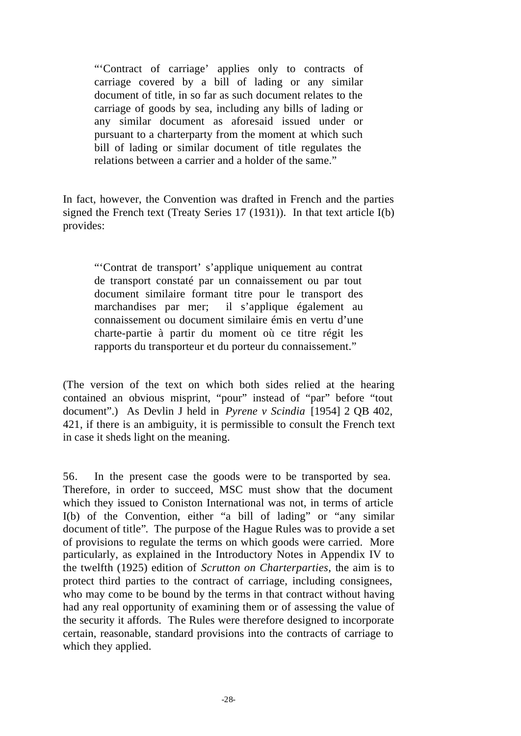> "'Contract of carriage' applies only to contracts of carriage covered by a bill of lading or any similar document of title, in so far as such document relates to the carriage of goods by sea, including any bills of lading or any similar document as aforesaid issued under or pursuant to a charterparty from the moment at which such bill of lading or similar document of title regulates the relations between a carrier and a holder of the same."

In fact, however, the Convention was drafted in French and the parties signed the French text (Treaty Series 17 (1931)). In that text article I(b) provides:

> "'Contrat de transport' s'applique uniquement au contrat de transport constaté par un connaissement ou par tout document similaire formant titre pour le transport des marchandises par mer; il s'applique également au connaissement ou document similaire émis en vertu d'une charte-partie à partir du moment où ce titre régit les rapports du transporteur et du porteur du connaissement."

(The version of the text on which both sides relied at the hearing contained an obvious misprint, "pour" instead of "par" before "tout document".) As Devlin J held in *Pyrene v Scindia* [1954] 2 QB 402, 421, if there is an ambiguity, it is permissible to consult the French text in case it sheds light on the meaning.

56. In the present case the goods were to be transported by sea. Therefore, in order to succeed, MSC must show that the document which they issued to Coniston International was not, in terms of article I(b) of the Convention, either "a bill of lading" or "any similar document of title". The purpose of the Hague Rules was to provide a set of provisions to regulate the terms on which goods were carried. More particularly, as explained in the Introductory Notes in Appendix IV to the twelfth (1925) edition of *Scrutton on Charterparties*, the aim is to protect third parties to the contract of carriage, including consignees, who may come to be bound by the terms in that contract without having had any real opportunity of examining them or of assessing the value of the security it affords. The Rules were therefore designed to incorporate certain, reasonable, standard provisions into the contracts of carriage to which they applied.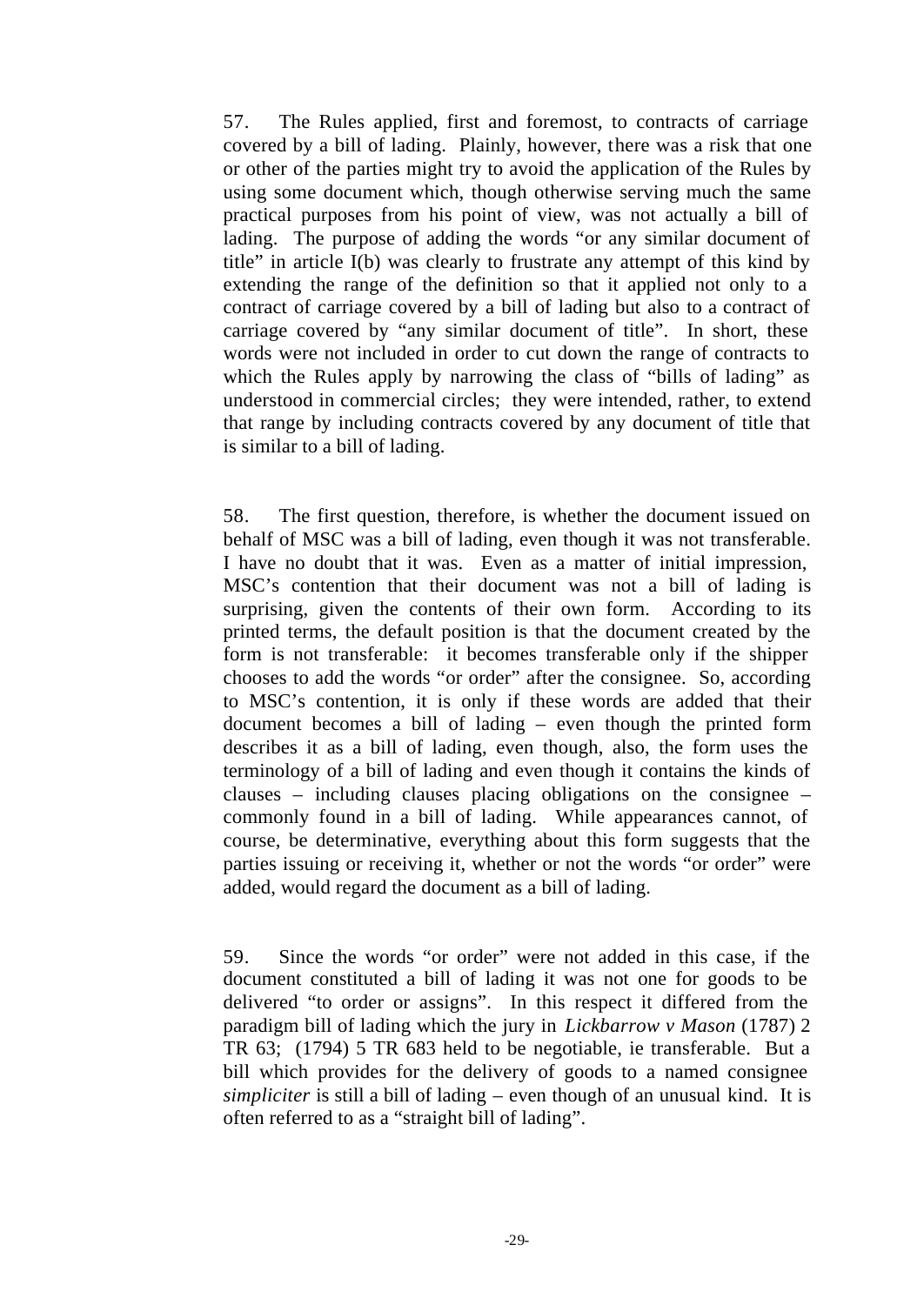57. The Rules applied, first and foremost, to contracts of carriage covered by a bill of lading. Plainly, however, there was a risk that one or other of the parties might try to avoid the application of the Rules by using some document which, though otherwise serving much the same practical purposes from his point of view, was not actually a bill of lading. The purpose of adding the words "or any similar document of title" in article I(b) was clearly to frustrate any attempt of this kind by extending the range of the definition so that it applied not only to a contract of carriage covered by a bill of lading but also to a contract of carriage covered by "any similar document of title". In short, these words were not included in order to cut down the range of contracts to which the Rules apply by narrowing the class of "bills of lading" as understood in commercial circles; they were intended, rather, to extend that range by including contracts covered by any document of title that is similar to a bill of lading.

58. The first question, therefore, is whether the document issued on behalf of MSC was a bill of lading, even though it was not transferable. I have no doubt that it was. Even as a matter of initial impression, MSC's contention that their document was not a bill of lading is surprising, given the contents of their own form. According to its printed terms, the default position is that the document created by the form is not transferable: it becomes transferable only if the shipper chooses to add the words "or order" after the consignee. So, according to MSC's contention, it is only if these words are added that their document becomes a bill of lading – even though the printed form describes it as a bill of lading, even though, also, the form uses the terminology of a bill of lading and even though it contains the kinds of clauses – including clauses placing obligations on the consignee – commonly found in a bill of lading. While appearances cannot, of course, be determinative, everything about this form suggests that the parties issuing or receiving it, whether or not the words "or order" were added, would regard the document as a bill of lading.

59. Since the words "or order" were not added in this case, if the document constituted a bill of lading it was not one for goods to be delivered "to order or assigns". In this respect it differed from the paradigm bill of lading which the jury in *Lickbarrow v Mason* (1787) 2 TR 63; (1794) 5 TR 683 held to be negotiable, ie transferable. But a bill which provides for the delivery of goods to a named consignee *simpliciter* is still a bill of lading – even though of an unusual kind. It is often referred to as a "straight bill of lading".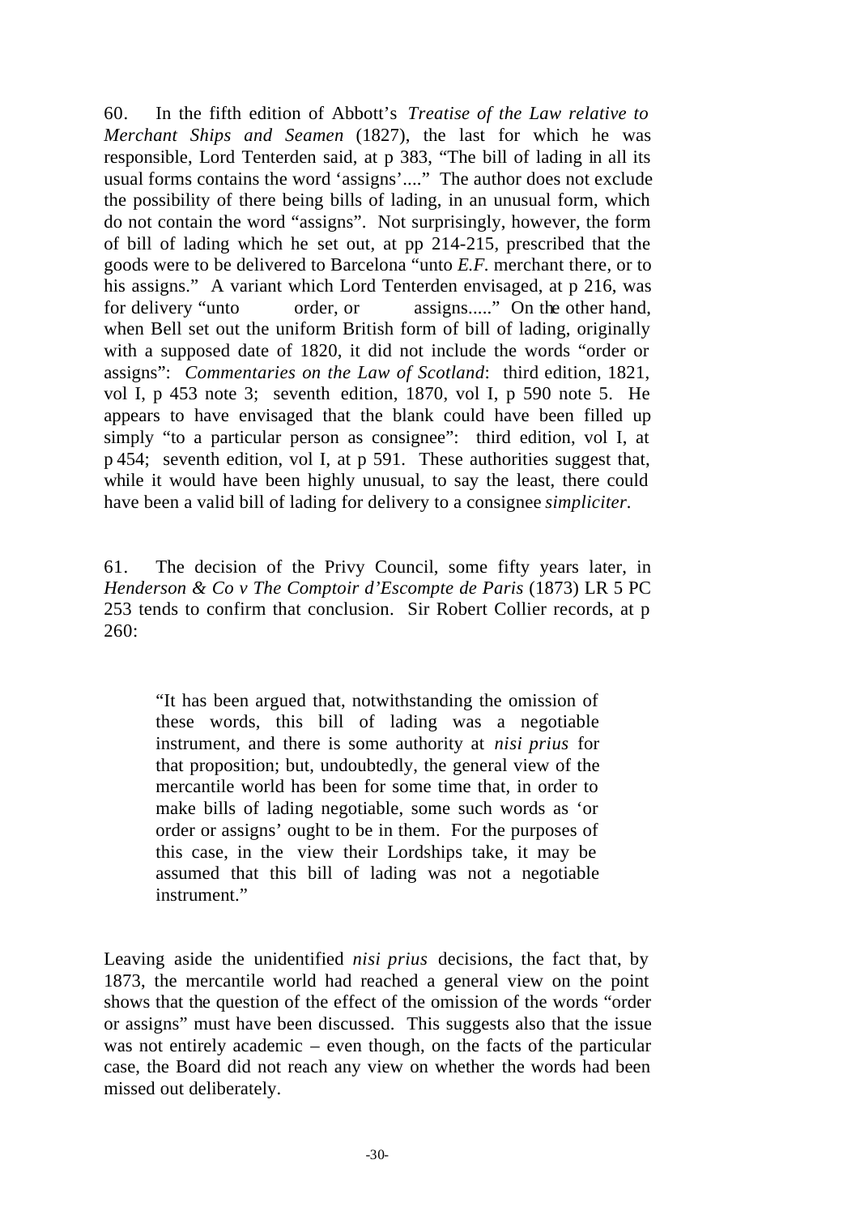60. In the fifth edition of Abbott's *Treatise of the Law relative to Merchant Ships and Seamen* (1827), the last for which he was responsible, Lord Tenterden said, at p 383, "The bill of lading in all its usual forms contains the word 'assigns'...." The author does not exclude the possibility of there being bills of lading, in an unusual form, which do not contain the word "assigns". Not surprisingly, however, the form of bill of lading which he set out, at pp 214-215, prescribed that the goods were to be delivered to Barcelona "unto *E.F.* merchant there, or to his assigns." A variant which Lord Tenterden envisaged, at p 216, was for delivery "unto order, or assigns....." On the other hand, when Bell set out the uniform British form of bill of lading, originally with a supposed date of 1820, it did not include the words "order or assigns": *Commentaries on the Law of Scotland*: third edition, 1821, vol I, p 453 note 3; seventh edition, 1870, vol I, p 590 note 5. He appears to have envisaged that the blank could have been filled up simply "to a particular person as consignee": third edition, vol I, at p 454; seventh edition, vol I, at p 591. These authorities suggest that, while it would have been highly unusual, to say the least, there could have been a valid bill of lading for delivery to a consignee *simpliciter*.

61. The decision of the Privy Council, some fifty years later, in *Henderson & Co v The Comptoir d'Escompte de Paris* (1873) LR 5 PC 253 tends to confirm that conclusion. Sir Robert Collier records, at p 260:

> "It has been argued that, notwithstanding the omission of these words, this bill of lading was a negotiable instrument, and there is some authority at *nisi prius* for that proposition; but, undoubtedly, the general view of the mercantile world has been for some time that, in order to make bills of lading negotiable, some such words as 'or order or assigns' ought to be in them. For the purposes of this case, in the view their Lordships take, it may be assumed that this bill of lading was not a negotiable instrument."

Leaving aside the unidentified *nisi prius* decisions, the fact that, by 1873, the mercantile world had reached a general view on the point shows that the question of the effect of the omission of the words "order or assigns" must have been discussed. This suggests also that the issue was not entirely academic – even though, on the facts of the particular case, the Board did not reach any view on whether the words had been missed out deliberately.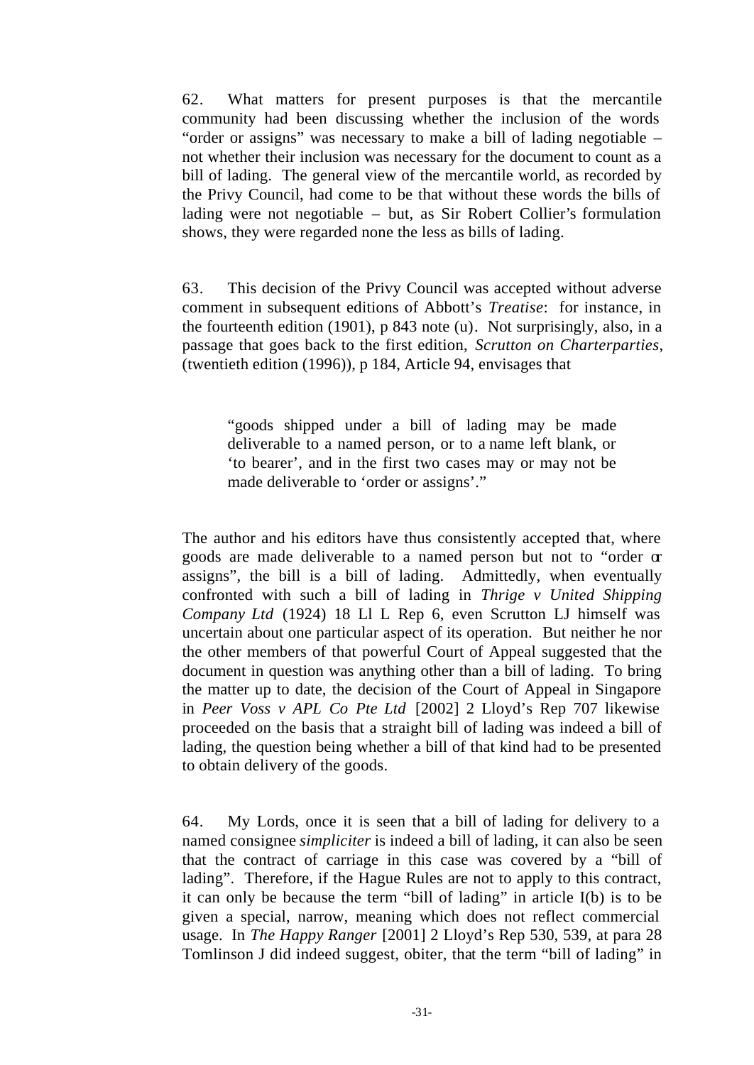62. What matters for present purposes is that the mercantile community had been discussing whether the inclusion of the words "order or assigns" was necessary to make a bill of lading negotiable – not whether their inclusion was necessary for the document to count as a bill of lading. The general view of the mercantile world, as recorded by the Privy Council, had come to be that without these words the bills of lading were not negotiable – but, as Sir Robert Collier's formulation shows, they were regarded none the less as bills of lading.

63. This decision of the Privy Council was accepted without adverse comment in subsequent editions of Abbott's *Treatise*: for instance, in the fourteenth edition (1901), p 843 note (u). Not surprisingly, also, in a passage that goes back to the first edition, *Scrutton on Charterparties*, (twentieth edition (1996)), p 184, Article 94, envisages that

> "goods shipped under a bill of lading may be made deliverable to a named person, or to a name left blank, or 'to bearer', and in the first two cases may or may not be made deliverable to 'order or assigns'."

The author and his editors have thus consistently accepted that, where goods are made deliverable to a named person but not to "order or assigns", the bill is a bill of lading. Admittedly, when eventually confronted with such a bill of lading in *Thrige v United Shipping Company Ltd* (1924) 18 Ll L Rep 6, even Scrutton LJ himself was uncertain about one particular aspect of its operation. But neither he nor the other members of that powerful Court of Appeal suggested that the document in question was anything other than a bill of lading. To bring the matter up to date, the decision of the Court of Appeal in Singapore in *Peer Voss v APL Co Pte Ltd* [2002] 2 Lloyd's Rep 707 likewise proceeded on the basis that a straight bill of lading was indeed a bill of lading, the question being whether a bill of that kind had to be presented to obtain delivery of the goods.

64. My Lords, once it is seen that a bill of lading for delivery to a named consignee *simpliciter* is indeed a bill of lading, it can also be seen that the contract of carriage in this case was covered by a "bill of lading". Therefore, if the Hague Rules are not to apply to this contract, it can only be because the term "bill of lading" in article I(b) is to be given a special, narrow, meaning which does not reflect commercial usage. In *The Happy Ranger* [2001] 2 Lloyd's Rep 530, 539, at para 28 Tomlinson J did indeed suggest, obiter, that the term "bill of lading" in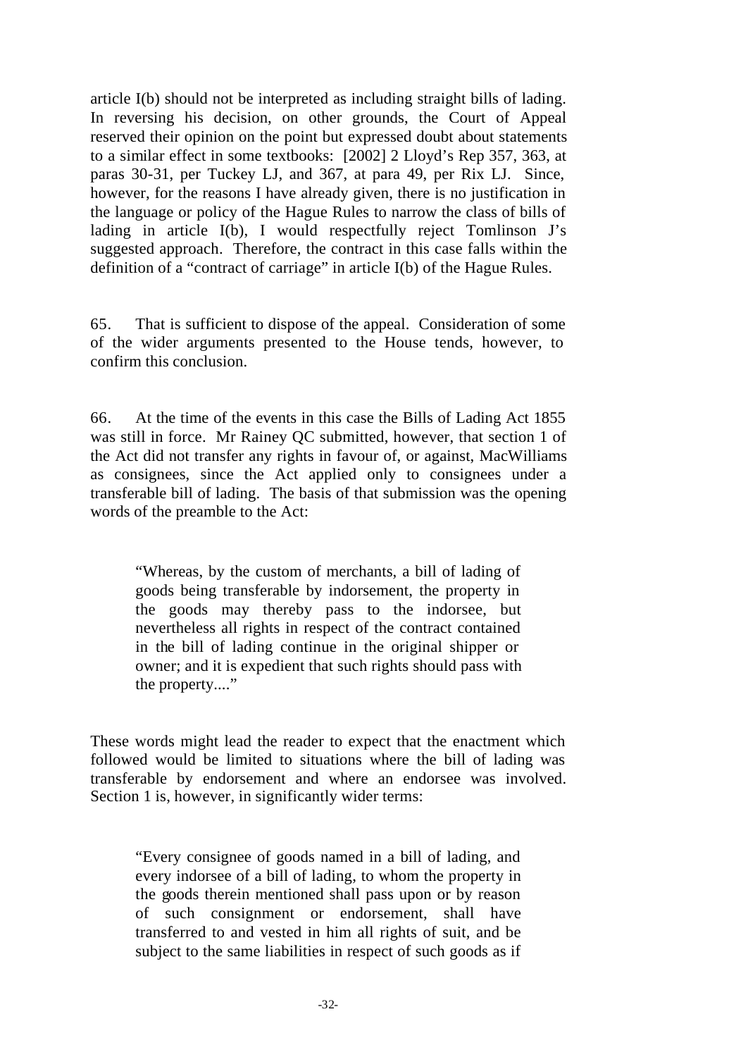article I(b) should not be interpreted as including straight bills of lading. In reversing his decision, on other grounds, the Court of Appeal reserved their opinion on the point but expressed doubt about statements to a similar effect in some textbooks: [2002] 2 Lloyd's Rep 357, 363, at paras 30-31, per Tuckey LJ, and 367, at para 49, per Rix LJ. Since, however, for the reasons I have already given, there is no justification in the language or policy of the Hague Rules to narrow the class of bills of lading in article I(b), I would respectfully reject Tomlinson J's suggested approach. Therefore, the contract in this case falls within the definition of a "contract of carriage" in article I(b) of the Hague Rules.

65. That is sufficient to dispose of the appeal. Consideration of some of the wider arguments presented to the House tends, however, to confirm this conclusion.

66. At the time of the events in this case the Bills of Lading Act 1855 was still in force. Mr Rainey QC submitted, however, that section 1 of the Act did not transfer any rights in favour of, or against, MacWilliams as consignees, since the Act applied only to consignees under a transferable bill of lading. The basis of that submission was the opening words of the preamble to the Act:

> "Whereas, by the custom of merchants, a bill of lading of goods being transferable by indorsement, the property in the goods may thereby pass to the indorsee, but nevertheless all rights in respect of the contract contained in the bill of lading continue in the original shipper or owner; and it is expedient that such rights should pass with the property...."

These words might lead the reader to expect that the enactment which followed would be limited to situations where the bill of lading was transferable by endorsement and where an endorsee was involved. Section 1 is, however, in significantly wider terms:

> "Every consignee of goods named in a bill of lading, and every indorsee of a bill of lading, to whom the property in the goods therein mentioned shall pass upon or by reason of such consignment or endorsement, shall have transferred to and vested in him all rights of suit, and be subject to the same liabilities in respect of such goods as if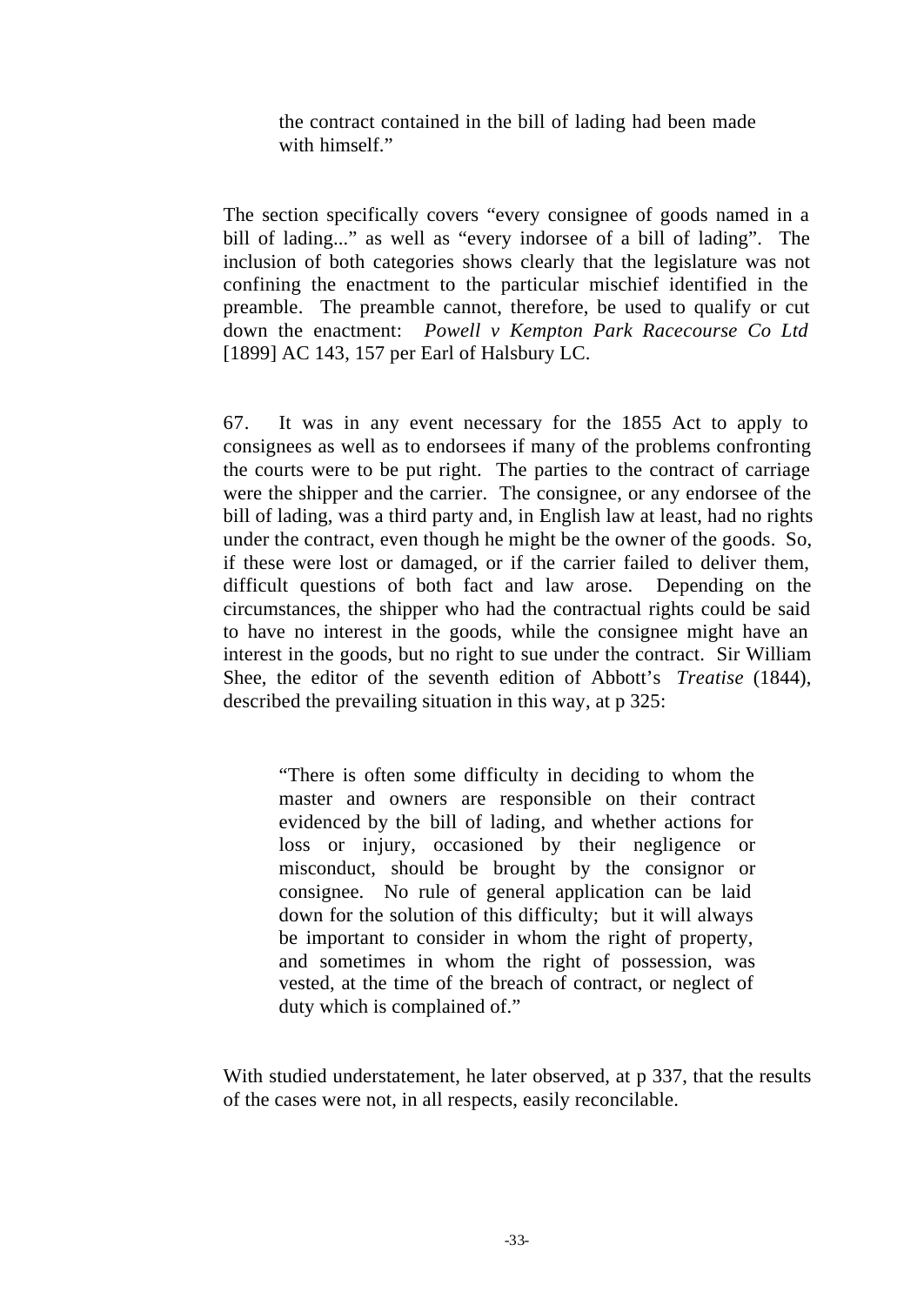> the contract contained in the bill of lading had been made with himself."

The section specifically covers "every consignee of goods named in a bill of lading..." as well as "every indorsee of a bill of lading". The inclusion of both categories shows clearly that the legislature was not confining the enactment to the particular mischief identified in the preamble. The preamble cannot, therefore, be used to qualify or cut down the enactment: *Powell v Kempton Park Racecourse Co Ltd* [1899] AC 143, 157 per Earl of Halsbury LC.

67. It was in any event necessary for the 1855 Act to apply to consignees as well as to endorsees if many of the problems confronting the courts were to be put right. The parties to the contract of carriage were the shipper and the carrier. The consignee, or any endorsee of the bill of lading, was a third party and, in English law at least, had no rights under the contract, even though he might be the owner of the goods. So, if these were lost or damaged, or if the carrier failed to deliver them, difficult questions of both fact and law arose. Depending on the circumstances, the shipper who had the contractual rights could be said to have no interest in the goods, while the consignee might have an interest in the goods, but no right to sue under the contract. Sir William Shee, the editor of the seventh edition of Abbott's *Treatise* (1844), described the prevailing situation in this way, at p 325:

> "There is often some difficulty in deciding to whom the master and owners are responsible on their contract evidenced by the bill of lading, and whether actions for loss or injury, occasioned by their negligence or misconduct, should be brought by the consignor or consignee. No rule of general application can be laid down for the solution of this difficulty; but it will always be important to consider in whom the right of property, and sometimes in whom the right of possession, was vested, at the time of the breach of contract, or neglect of duty which is complained of."

With studied understatement, he later observed, at p 337, that the results of the cases were not, in all respects, easily reconcilable.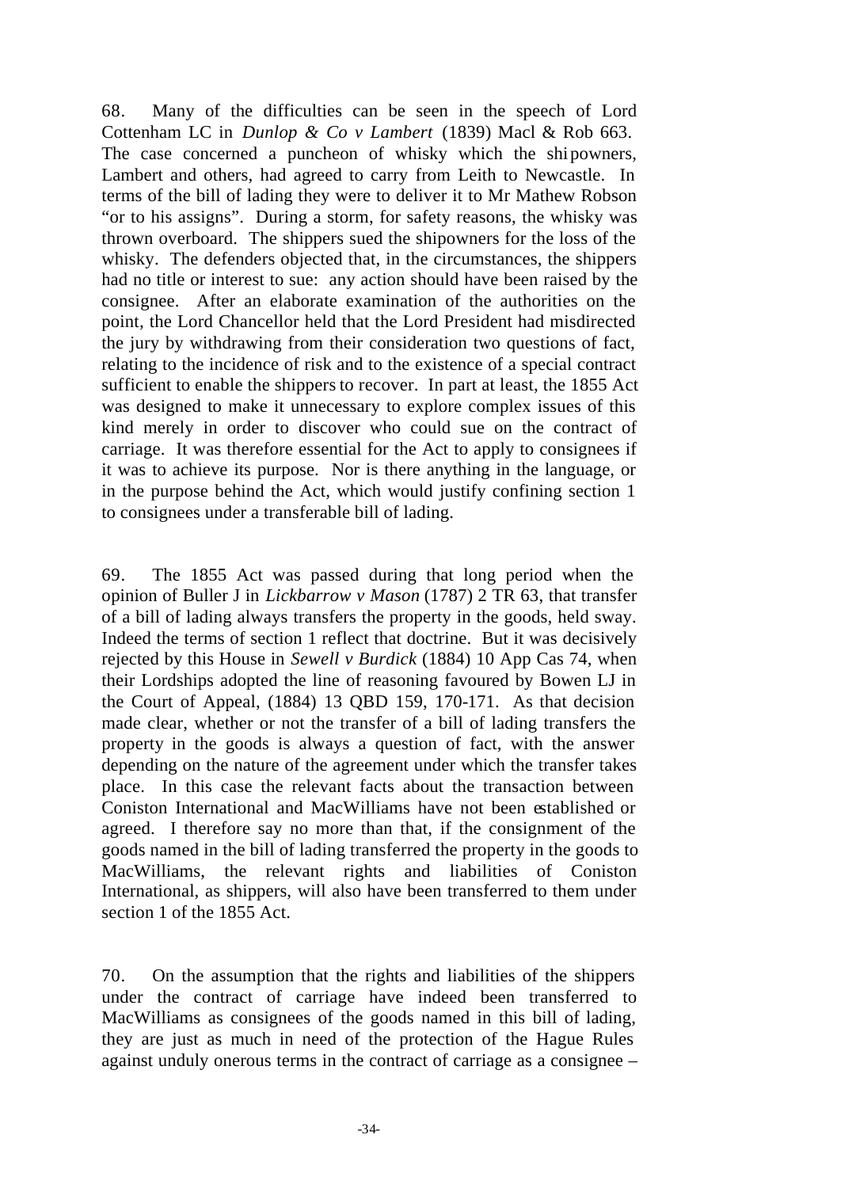68. Many of the difficulties can be seen in the speech of Lord Cottenham LC in *Dunlop & Co v Lambert* (1839) Macl & Rob 663. The case concerned a puncheon of whisky which the shipowners, Lambert and others, had agreed to carry from Leith to Newcastle. In terms of the bill of lading they were to deliver it to Mr Mathew Robson "or to his assigns". During a storm, for safety reasons, the whisky was thrown overboard. The shippers sued the shipowners for the loss of the whisky. The defenders objected that, in the circumstances, the shippers had no title or interest to sue: any action should have been raised by the consignee. After an elaborate examination of the authorities on the point, the Lord Chancellor held that the Lord President had misdirected the jury by withdrawing from their consideration two questions of fact, relating to the incidence of risk and to the existence of a special contract sufficient to enable the shippers to recover. In part at least, the 1855 Act was designed to make it unnecessary to explore complex issues of this kind merely in order to discover who could sue on the contract of carriage. It was therefore essential for the Act to apply to consignees if it was to achieve its purpose. Nor is there anything in the language, or in the purpose behind the Act, which would justify confining section 1 to consignees under a transferable bill of lading.

69. The 1855 Act was passed during that long period when the opinion of Buller J in *Lickbarrow v Mason* (1787) 2 TR 63, that transfer of a bill of lading always transfers the property in the goods, held sway. Indeed the terms of section 1 reflect that doctrine. But it was decisively rejected by this House in *Sewell v Burdick* (1884) 10 App Cas 74, when their Lordships adopted the line of reasoning favoured by Bowen LJ in the Court of Appeal, (1884) 13 QBD 159, 170-171. As that decision made clear, whether or not the transfer of a bill of lading transfers the property in the goods is always a question of fact, with the answer depending on the nature of the agreement under which the transfer takes place. In this case the relevant facts about the transaction between Coniston International and MacWilliams have not been established or agreed. I therefore say no more than that, if the consignment of the goods named in the bill of lading transferred the property in the goods to MacWilliams, the relevant rights and liabilities of Coniston International, as shippers, will also have been transferred to them under section 1 of the 1855 Act.

70. On the assumption that the rights and liabilities of the shippers under the contract of carriage have indeed been transferred to MacWilliams as consignees of the goods named in this bill of lading, they are just as much in need of the protection of the Hague Rules against unduly onerous terms in the contract of carriage as a consignee –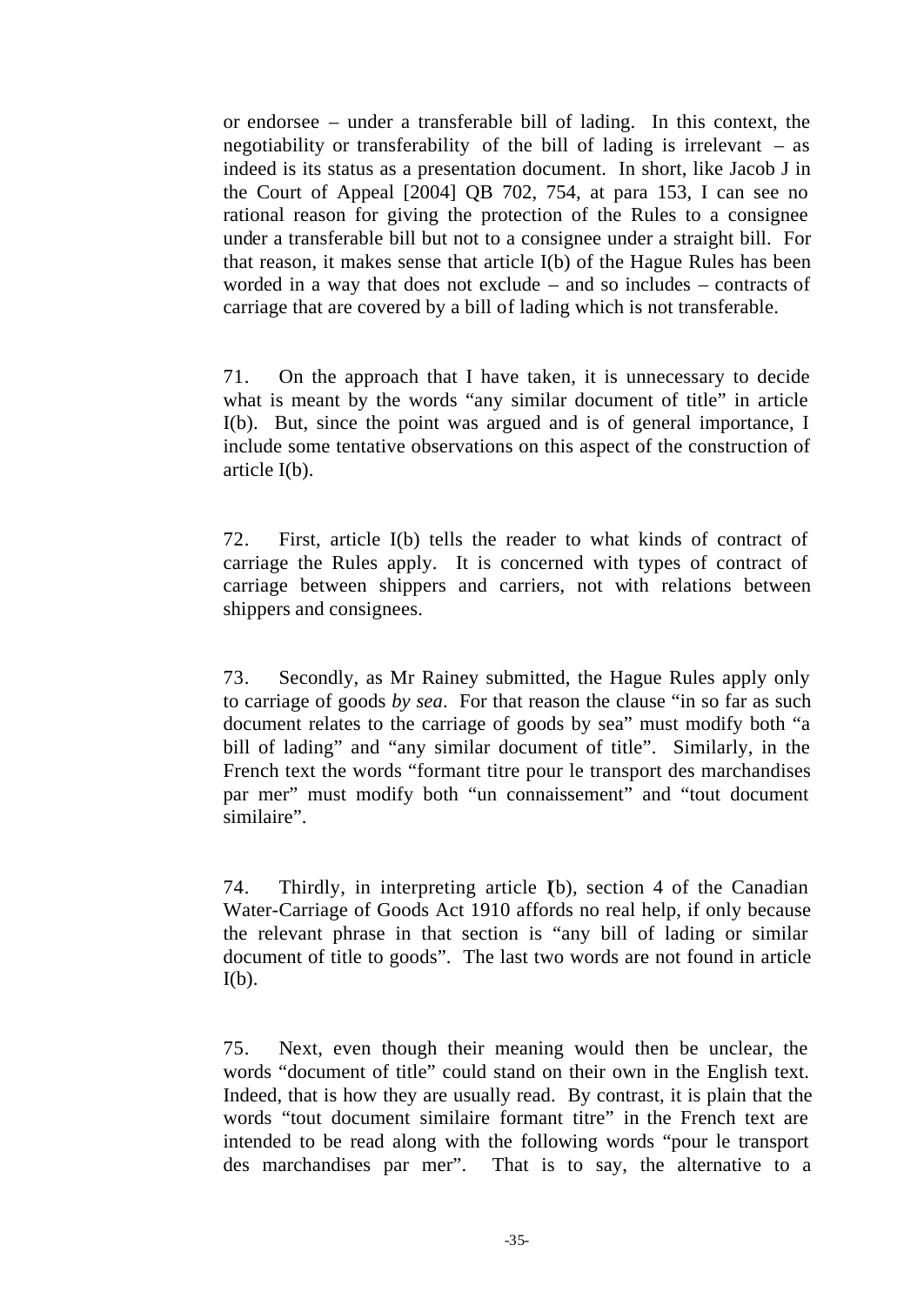or endorsee – under a transferable bill of lading. In this context, the negotiability or transferability of the bill of lading is irrelevant – as indeed is its status as a presentation document. In short, like Jacob J in the Court of Appeal [2004] QB 702, 754, at para 153, I can see no rational reason for giving the protection of the Rules to a consignee under a transferable bill but not to a consignee under a straight bill. For that reason, it makes sense that article I(b) of the Hague Rules has been worded in a way that does not exclude – and so includes – contracts of carriage that are covered by a bill of lading which is not transferable.

71. On the approach that I have taken, it is unnecessary to decide what is meant by the words "any similar document of title" in article I(b). But, since the point was argued and is of general importance, I include some tentative observations on this aspect of the construction of article I(b).

72. First, article I(b) tells the reader to what kinds of contract of carriage the Rules apply. It is concerned with types of contract of carriage between shippers and carriers, not with relations between shippers and consignees.

73. Secondly, as Mr Rainey submitted, the Hague Rules apply only to carriage of goods *by sea*. For that reason the clause "in so far as such document relates to the carriage of goods by sea" must modify both "a bill of lading" and "any similar document of title". Similarly, in the French text the words "formant titre pour le transport des marchandises par mer" must modify both "un connaissement" and "tout document similaire".

74. Thirdly, in interpreting article I(b), section 4 of the Canadian Water-Carriage of Goods Act 1910 affords no real help, if only because the relevant phrase in that section is "any bill of lading or similar document of title to goods". The last two words are not found in article I(b).

75. Next, even though their meaning would then be unclear, the words "document of title" could stand on their own in the English text. Indeed, that is how they are usually read. By contrast, it is plain that the words "tout document similaire formant titre" in the French text are intended to be read along with the following words "pour le transport des marchandises par mer". That is to say, the alternative to a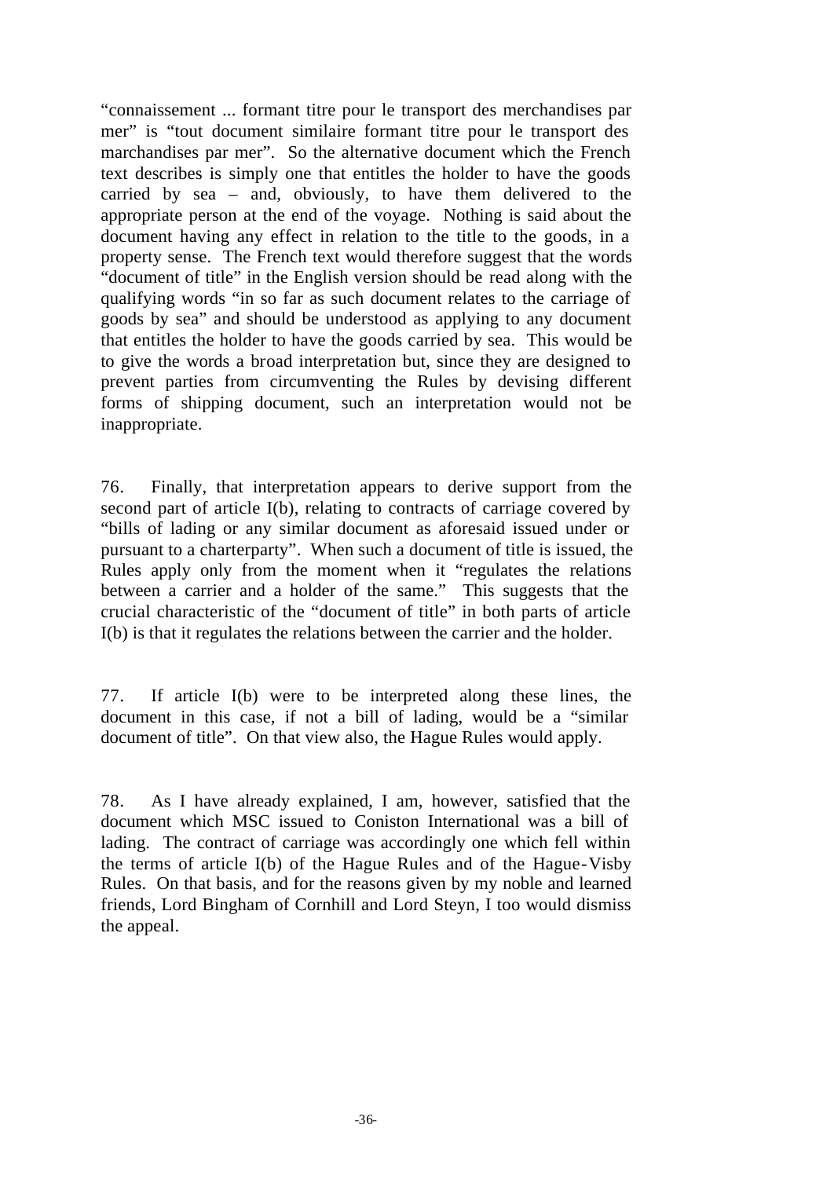"connaissement ... formant titre pour le transport des merchandises par mer" is "tout document similaire formant titre pour le transport des marchandises par mer". So the alternative document which the French text describes is simply one that entitles the holder to have the goods carried by sea – and, obviously, to have them delivered to the appropriate person at the end of the voyage. Nothing is said about the document having any effect in relation to the title to the goods, in a property sense. The French text would therefore suggest that the words "document of title" in the English version should be read along with the qualifying words "in so far as such document relates to the carriage of goods by sea" and should be understood as applying to any document that entitles the holder to have the goods carried by sea. This would be to give the words a broad interpretation but, since they are designed to prevent parties from circumventing the Rules by devising different forms of shipping document, such an interpretation would not be inappropriate.

76. Finally, that interpretation appears to derive support from the second part of article I(b), relating to contracts of carriage covered by "bills of lading or any similar document as aforesaid issued under or pursuant to a charterparty". When such a document of title is issued, the Rules apply only from the moment when it "regulates the relations between a carrier and a holder of the same." This suggests that the crucial characteristic of the "document of title" in both parts of article I(b) is that it regulates the relations between the carrier and the holder.

77. If article I(b) were to be interpreted along these lines, the document in this case, if not a bill of lading, would be a "similar document of title". On that view also, the Hague Rules would apply.

78. As I have already explained, I am, however, satisfied that the document which MSC issued to Coniston International was a bill of lading. The contract of carriage was accordingly one which fell within the terms of article I(b) of the Hague Rules and of the Hague-Visby Rules. On that basis, and for the reasons given by my noble and learned friends, Lord Bingham of Cornhill and Lord Steyn, I too would dismiss the appeal.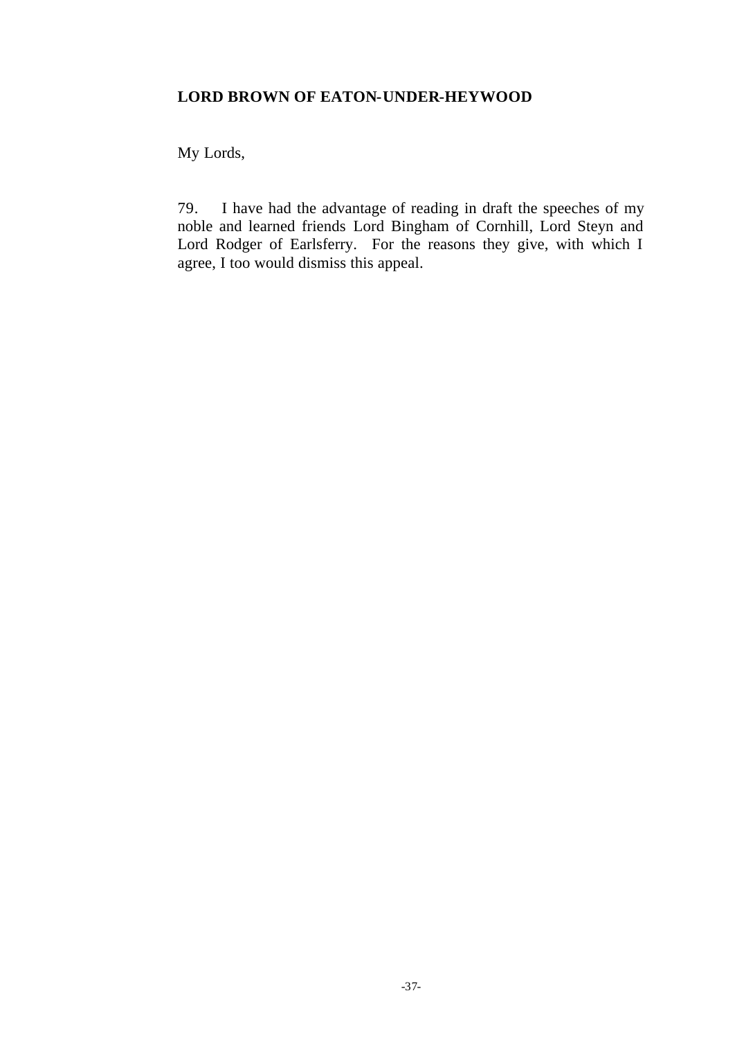## LORD BROWN OF EATON-UNDER-HEYWOOD

My Lords,

79. I have had the advantage of reading in draft the speeches of my noble and learned friends Lord Bingham of Cornhill, Lord Steyn and Lord Rodger of Earlsferry. For the reasons they give, with which I agree, I too would dismiss this appeal.